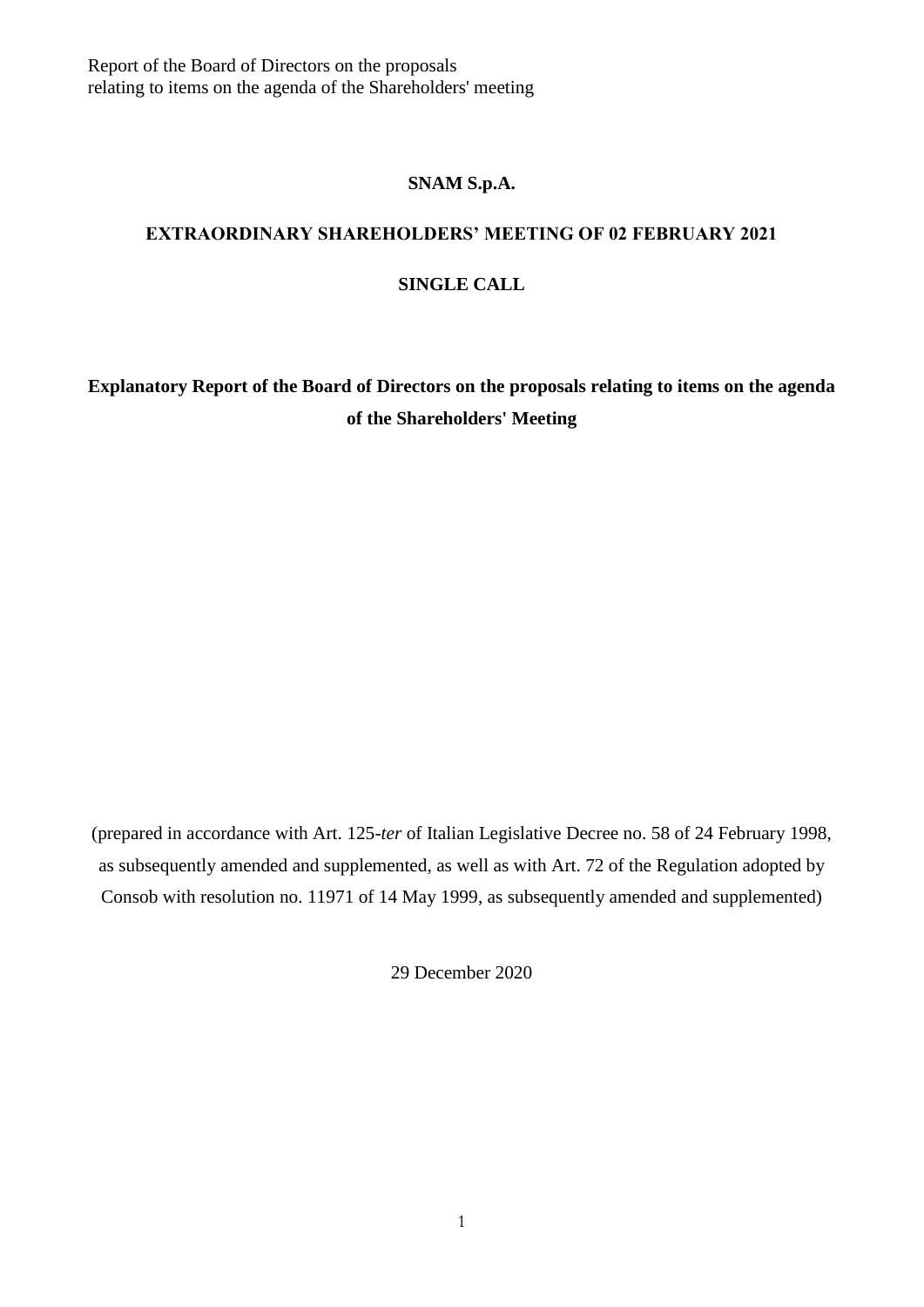Report of the Board of Directors on the proposals relating to items on the agenda of the Shareholders' meeting

**SNAM S.p.A.**

**EXTRAORDINARY SHAREHOLDERS' MEETING OF 02 FEBRUARY 2021**

**SINGLE CALL**

# Explanatory Report of the Board of Directors on the proposals relating to items on the agenda of the Shareholders' Meeting

(prepared in accordance with Art. 125-*ter* of Italian Legislative Decree no. 58 of 24 February 1998, as subsequently amended and supplemented, as well as with Art. 72 of the Regulation adopted by Consob with resolution no. 11971 of 14 May 1999, as subsequently amended and supplemented)

29 December 2020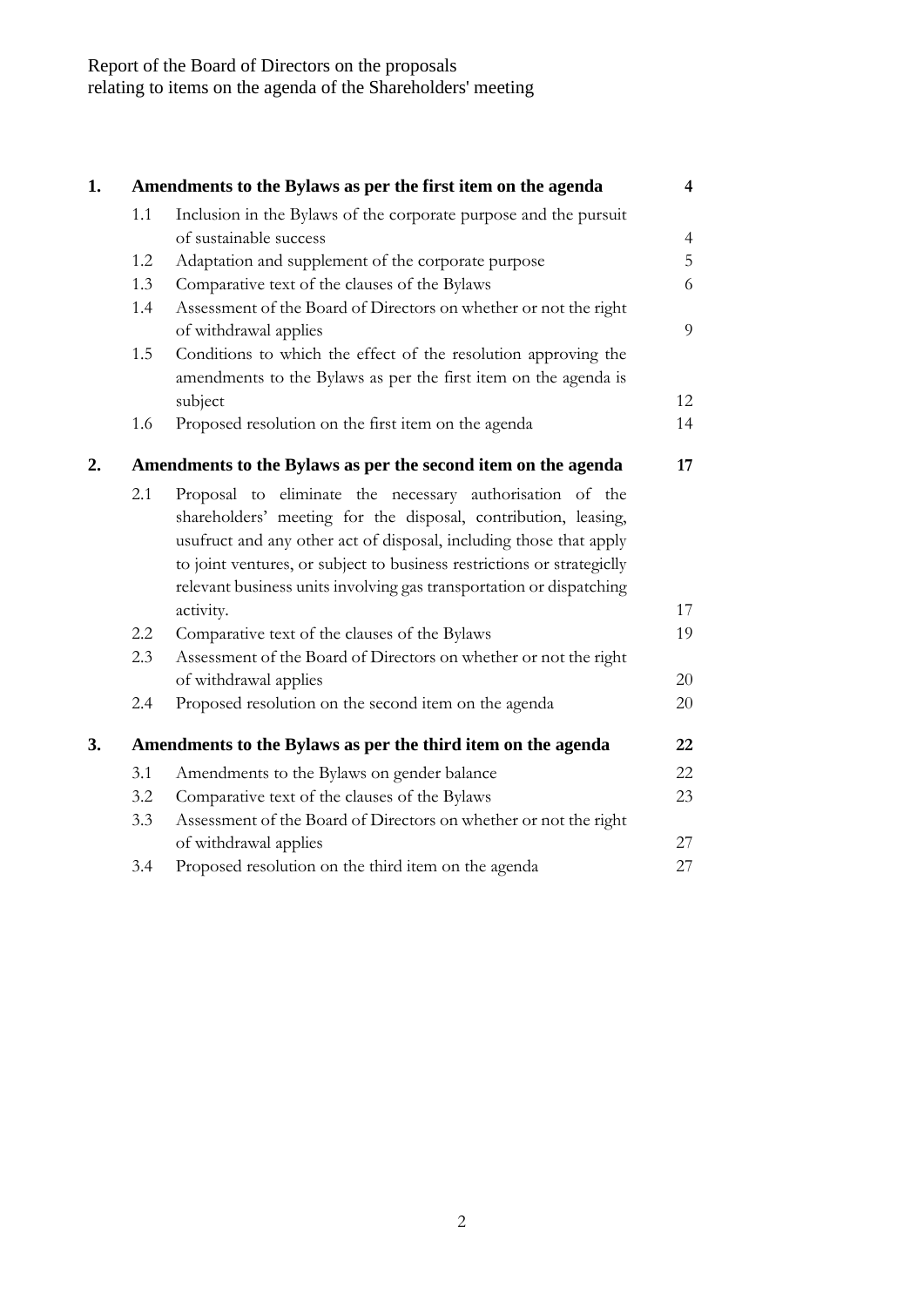Report of the Board of Directors on the proposals
relating to items on the agenda of the Shareholders' meeting

| | | | |
|---|---|---|---|
| **1.** | **Amendments to the Bylaws as per the first item on the agenda** | | **4** |
| | 1.1 | Inclusion in the Bylaws of the corporate purpose and the pursuit of sustainable success | 4 |
| | 1.2 | Adaptation and supplement of the corporate purpose | 5 |
| | 1.3 | Comparative text of the clauses of the Bylaws | 6 |
| | 1.4 | Assessment of the Board of Directors on whether or not the right of withdrawal applies | 9 |
| | 1.5 | Conditions to which the effect of the resolution approving the amendments to the Bylaws as per the first item on the agenda is subject | 12 |
| | 1.6 | Proposed resolution on the first item on the agenda | 14 |
| **2.** | **Amendments to the Bylaws as per the second item on the agenda** | | **17** |
| | 2.1 | Proposal to eliminate the necessary authorisation of the shareholders' meeting for the disposal, contribution, leasing, usufruct and any other act of disposal, including those that apply to joint ventures, or subject to business restrictions or strategiclly relevant business units involving gas transportation or dispatching activity. | 17 |
| | 2.2 | Comparative text of the clauses of the Bylaws | 19 |
| | 2.3 | Assessment of the Board of Directors on whether or not the right of withdrawal applies | 20 |
| | 2.4 | Proposed resolution on the second item on the agenda | 20 |
| **3.** | **Amendments to the Bylaws as per the third item on the agenda** | | **22** |
| | 3.1 | Amendments to the Bylaws on gender balance | 22 |
| | 3.2 | Comparative text of the clauses of the Bylaws | 23 |
| | 3.3 | Assessment of the Board of Directors on whether or not the right of withdrawal applies | 27 |
| | 3.4 | Proposed resolution on the third item on the agenda | 27 |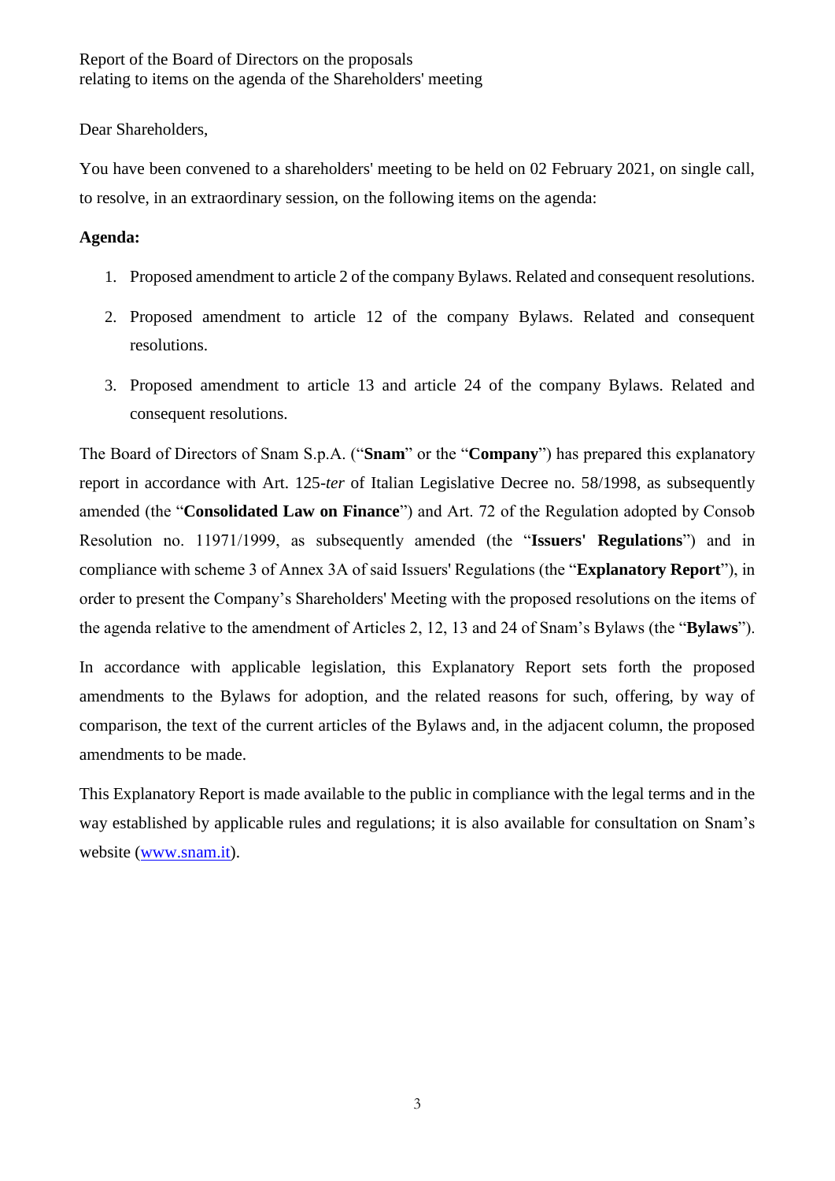Report of the Board of Directors on the proposals
relating to items on the agenda of the Shareholders' meeting

Dear Shareholders,

You have been convened to a shareholders' meeting to be held on 02 February 2021, on single call, to resolve, in an extraordinary session, on the following items on the agenda:

**Agenda:**

1. Proposed amendment to article 2 of the company Bylaws. Related and consequent resolutions.
2. Proposed amendment to article 12 of the company Bylaws. Related and consequent resolutions.
3. Proposed amendment to article 13 and article 24 of the company Bylaws. Related and consequent resolutions.

The Board of Directors of Snam S.p.A. ("**Snam**" or the "**Company**") has prepared this explanatory report in accordance with Art. 125-*ter* of Italian Legislative Decree no. 58/1998, as subsequently amended (the "**Consolidated Law on Finance**") and Art. 72 of the Regulation adopted by Consob Resolution no. 11971/1999, as subsequently amended (the "**Issuers' Regulations**") and in compliance with scheme 3 of Annex 3A of said Issuers' Regulations (the "**Explanatory Report**"), in order to present the Company's Shareholders' Meeting with the proposed resolutions on the items of the agenda relative to the amendment of Articles 2, 12, 13 and 24 of Snam's Bylaws (the "**Bylaws**").

In accordance with applicable legislation, this Explanatory Report sets forth the proposed amendments to the Bylaws for adoption, and the related reasons for such, offering, by way of comparison, the text of the current articles of the Bylaws and, in the adjacent column, the proposed amendments to be made.

This Explanatory Report is made available to the public in compliance with the legal terms and in the way established by applicable rules and regulations; it is also available for consultation on Snam's website (www.snam.it).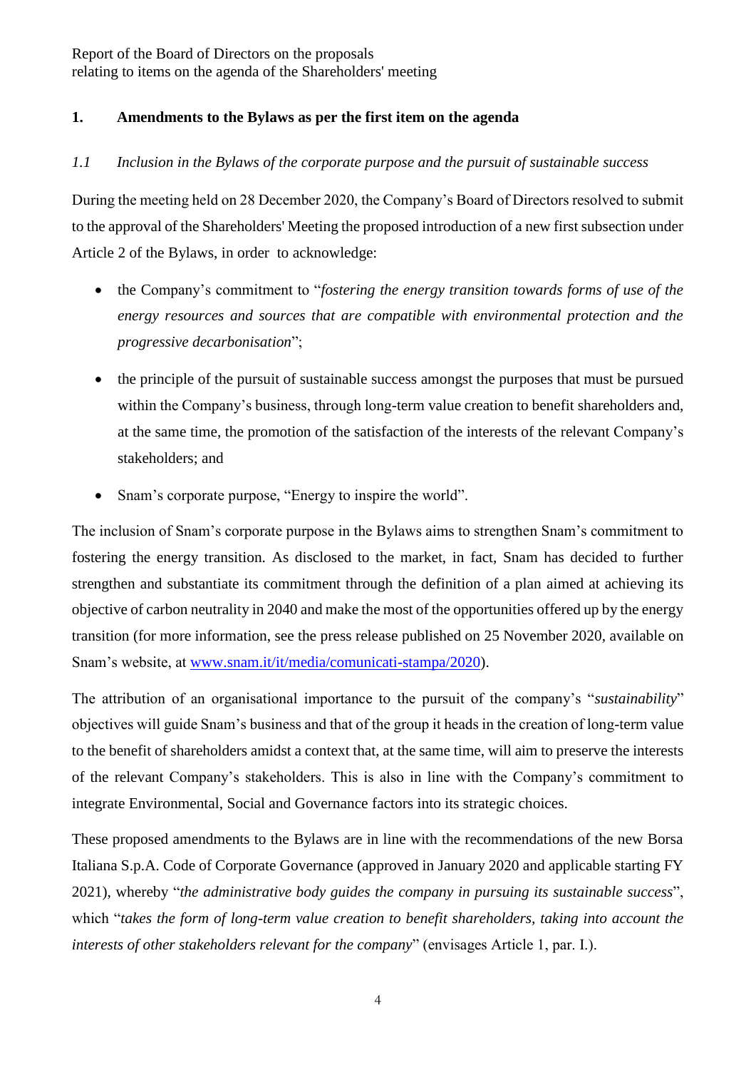Report of the Board of Directors on the proposals
relating to items on the agenda of the Shareholders' meeting

## 1. Amendments to the Bylaws as per the first item on the agenda

### *1.1 Inclusion in the Bylaws of the corporate purpose and the pursuit of sustainable success*

During the meeting held on 28 December 2020, the Company's Board of Directors resolved to submit to the approval of the Shareholders' Meeting the proposed introduction of a new first subsection under Article 2 of the Bylaws, in order to acknowledge:

- the Company's commitment to "*fostering the energy transition towards forms of use of the energy resources and sources that are compatible with environmental protection and the progressive decarbonisation*";
- the principle of the pursuit of sustainable success amongst the purposes that must be pursued within the Company's business, through long-term value creation to benefit shareholders and, at the same time, the promotion of the satisfaction of the interests of the relevant Company's stakeholders; and
- Snam's corporate purpose, "Energy to inspire the world".

The inclusion of Snam's corporate purpose in the Bylaws aims to strengthen Snam's commitment to fostering the energy transition. As disclosed to the market, in fact, Snam has decided to further strengthen and substantiate its commitment through the definition of a plan aimed at achieving its objective of carbon neutrality in 2040 and make the most of the opportunities offered up by the energy transition (for more information, see the press release published on 25 November 2020, available on Snam's website, at [www.snam.it/it/media/comunicati-stampa/2020](www.snam.it/it/media/comunicati-stampa/2020)).

The attribution of an organisational importance to the pursuit of the company's "*sustainability*" objectives will guide Snam's business and that of the group it heads in the creation of long-term value to the benefit of shareholders amidst a context that, at the same time, will aim to preserve the interests of the relevant Company's stakeholders. This is also in line with the Company's commitment to integrate Environmental, Social and Governance factors into its strategic choices.

These proposed amendments to the Bylaws are in line with the recommendations of the new Borsa Italiana S.p.A. Code of Corporate Governance (approved in January 2020 and applicable starting FY 2021), whereby "*the administrative body guides the company in pursuing its sustainable success*", which "*takes the form of long-term value creation to benefit shareholders, taking into account the interests of other stakeholders relevant for the company*" (envisages Article 1, par. I.).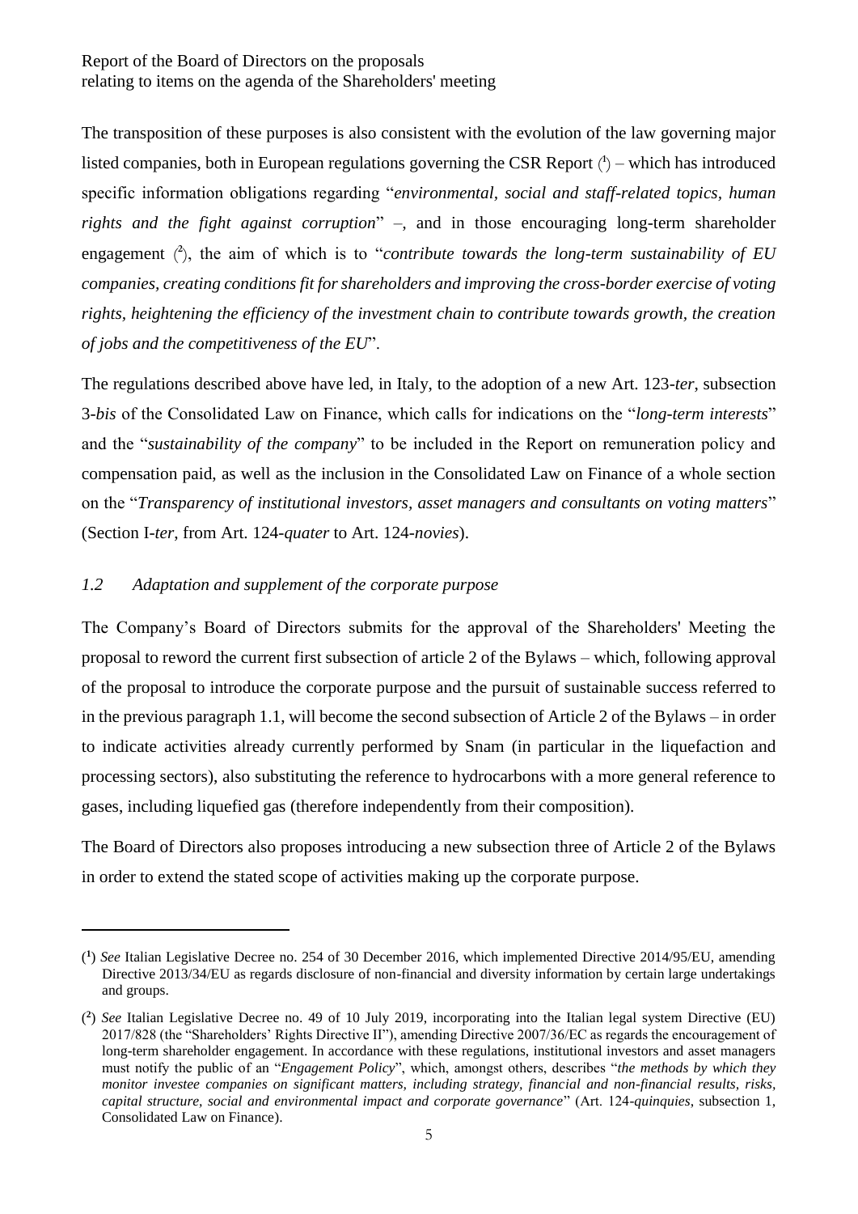The transposition of these purposes is also consistent with the evolution of the law governing major listed companies, both in European regulations governing the CSR Report [1] – which has introduced specific information obligations regarding "*environmental, social and staff-related topics, human rights and the fight against corruption*" –, and in those encouraging long-term shareholder engagement [2], the aim of which is to "*contribute towards the long-term sustainability of EU companies, creating conditions fit for shareholders and improving the cross-border exercise of voting rights, heightening the efficiency of the investment chain to contribute towards growth, the creation of jobs and the competitiveness of the EU*".

The regulations described above have led, in Italy, to the adoption of a new Art. 123-*ter*, subsection 3-*bis* of the Consolidated Law on Finance, which calls for indications on the "*long-term interests*" and the "*sustainability of the company*" to be included in the Report on remuneration policy and compensation paid, as well as the inclusion in the Consolidated Law on Finance of a whole section on the "*Transparency of institutional investors, asset managers and consultants on voting matters*" (Section I-*ter*, from Art. 124-*quater* to Art. 124-*novies*).

### *1.2 Adaptation and supplement of the corporate purpose*

The Company's Board of Directors submits for the approval of the Shareholders' Meeting the proposal to reword the current first subsection of article 2 of the Bylaws – which, following approval of the proposal to introduce the corporate purpose and the pursuit of sustainable success referred to in the previous paragraph 1.1, will become the second subsection of Article 2 of the Bylaws – in order to indicate activities already currently performed by Snam (in particular in the liquefaction and processing sectors), also substituting the reference to hydrocarbons with a more general reference to gases, including liquefied gas (therefore independently from their composition).

The Board of Directors also proposes introducing a new subsection three of Article 2 of the Bylaws in order to extend the stated scope of activities making up the corporate purpose.

---

(1) *See* Italian Legislative Decree no. 254 of 30 December 2016, which implemented Directive 2014/95/EU, amending Directive 2013/34/EU as regards disclosure of non-financial and diversity information by certain large undertakings and groups.

(2) *See* Italian Legislative Decree no. 49 of 10 July 2019, incorporating into the Italian legal system Directive (EU) 2017/828 (the "Shareholders' Rights Directive II"), amending Directive 2007/36/EC as regards the encouragement of long-term shareholder engagement. In accordance with these regulations, institutional investors and asset managers must notify the public of an "*Engagement Policy*", which, amongst others, describes "*the methods by which they monitor investee companies on significant matters, including strategy, financial and non-financial results, risks, capital structure, social and environmental impact and corporate governance*" (Art. 124-*quinquies*, subsection 1, Consolidated Law on Finance).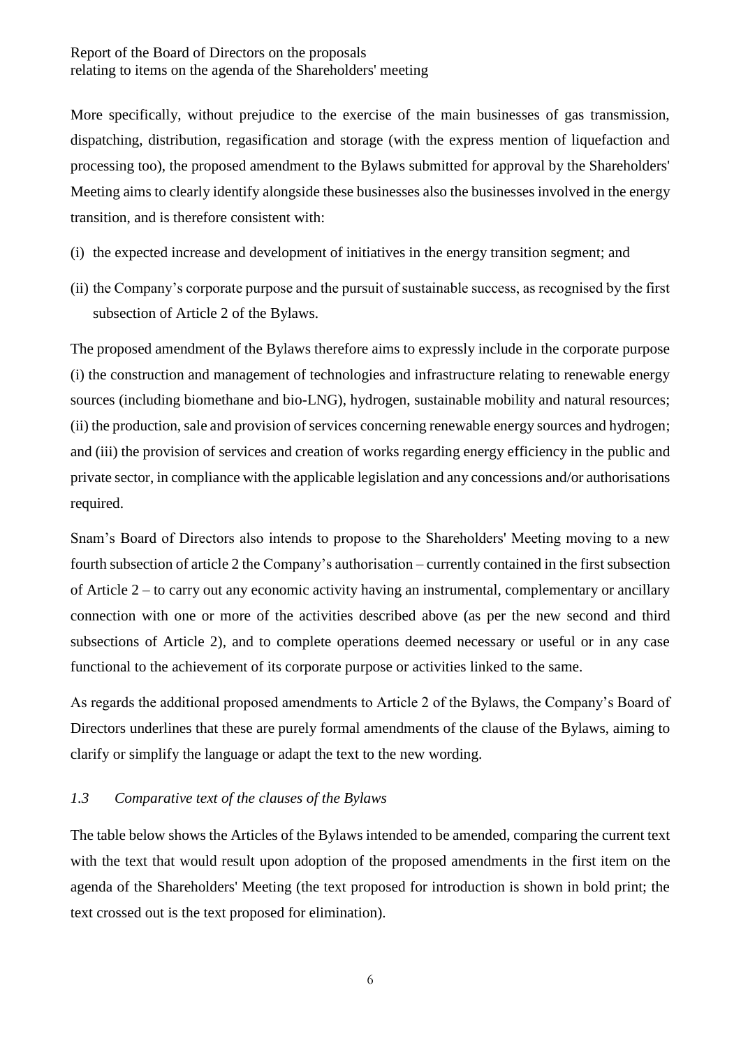More specifically, without prejudice to the exercise of the main businesses of gas transmission, dispatching, distribution, regasification and storage (with the express mention of liquefaction and processing too), the proposed amendment to the Bylaws submitted for approval by the Shareholders' Meeting aims to clearly identify alongside these businesses also the businesses involved in the energy transition, and is therefore consistent with:

(i) the expected increase and development of initiatives in the energy transition segment; and

(ii) the Company's corporate purpose and the pursuit of sustainable success, as recognised by the first subsection of Article 2 of the Bylaws.

The proposed amendment of the Bylaws therefore aims to expressly include in the corporate purpose (i) the construction and management of technologies and infrastructure relating to renewable energy sources (including biomethane and bio-LNG), hydrogen, sustainable mobility and natural resources; (ii) the production, sale and provision of services concerning renewable energy sources and hydrogen; and (iii) the provision of services and creation of works regarding energy efficiency in the public and private sector, in compliance with the applicable legislation and any concessions and/or authorisations required.

Snam's Board of Directors also intends to propose to the Shareholders' Meeting moving to a new fourth subsection of article 2 the Company's authorisation – currently contained in the first subsection of Article 2 – to carry out any economic activity having an instrumental, complementary or ancillary connection with one or more of the activities described above (as per the new second and third subsections of Article 2), and to complete operations deemed necessary or useful or in any case functional to the achievement of its corporate purpose or activities linked to the same.

As regards the additional proposed amendments to Article 2 of the Bylaws, the Company's Board of Directors underlines that these are purely formal amendments of the clause of the Bylaws, aiming to clarify or simplify the language or adapt the text to the new wording.

### *1.3 Comparative text of the clauses of the Bylaws*

The table below shows the Articles of the Bylaws intended to be amended, comparing the current text with the text that would result upon adoption of the proposed amendments in the first item on the agenda of the Shareholders' Meeting (the text proposed for introduction is shown in bold print; the text crossed out is the text proposed for elimination).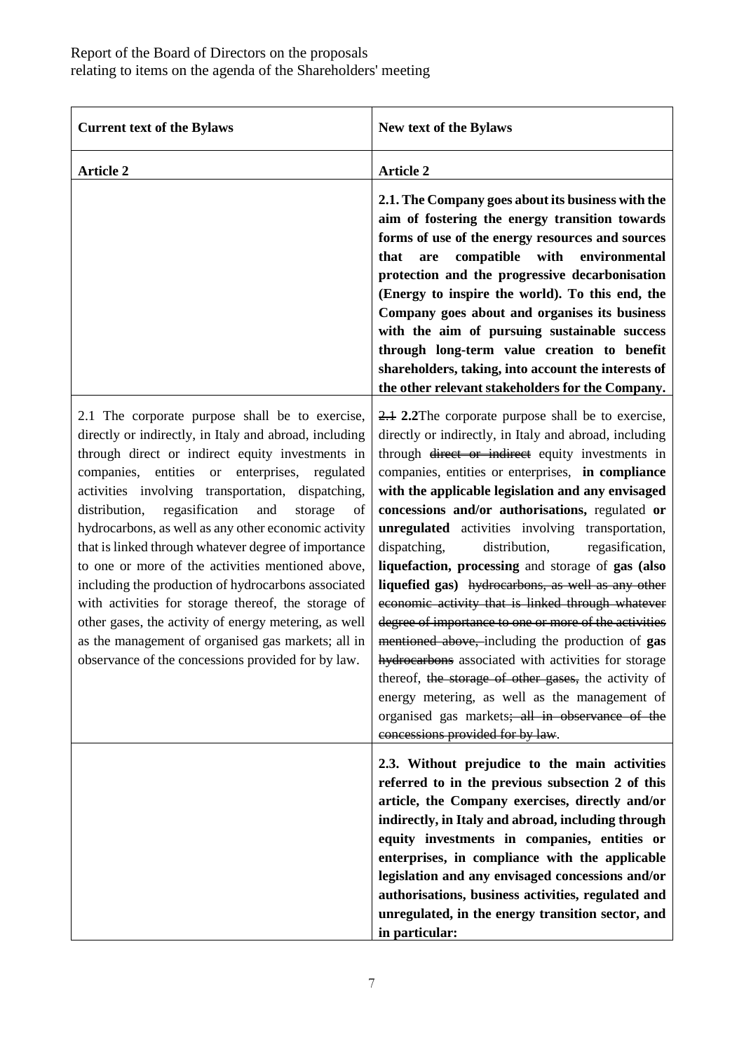| Current text of the Bylaws | New text of the Bylaws |
|---|---|
| **Article 2** | **Article 2** |
| | **2.1. The Company goes about its business with the aim of fostering the energy transition towards forms of use of the energy resources and sources that are compatible with environmental protection and the progressive decarbonisation (Energy to inspire the world). To this end, the Company goes about and organises its business with the aim of pursuing sustainable success through long-term value creation to benefit shareholders, taking, into account the interests of the other relevant stakeholders for the Company.** |
| 2.1 The corporate purpose shall be to exercise, directly or indirectly, in Italy and abroad, including through direct or indirect equity investments in companies, entities or enterprises, regulated activities involving transportation, dispatching, distribution, regasification and storage of hydrocarbons, as well as any other economic activity that is linked through whatever degree of importance to one or more of the activities mentioned above, including the production of hydrocarbons associated with activities for storage thereof, the storage of other gases, the activity of energy metering, as well as the management of organised gas markets; all in observance of the concessions provided for by law. | ~~2.1~~ **2.2**The corporate purpose shall be to exercise, directly or indirectly, in Italy and abroad, including through ~~direct or indirect~~ equity investments in companies, entities or enterprises, **in compliance with the applicable legislation and any envisaged concessions and/or authorisations,** regulated **or unregulated** activities involving transportation, dispatching, distribution, regasification, **liquefaction, processing** and storage of **gas (also liquefied gas)** ~~hydrocarbons, as well as any other economic activity that is linked through whatever degree of importance to one or more of the activities mentioned above,~~ including the production of **gas** ~~hydrocarbons~~ associated with activities for storage thereof, ~~the storage of other gases,~~ the activity of energy metering, as well as the management of organised gas markets~~; all in observance of the concessions provided for by law~~. |
| | **2.3. Without prejudice to the main activities referred to in the previous subsection 2 of this article, the Company exercises, directly and/or indirectly, in Italy and abroad, including through equity investments in companies, entities or enterprises, in compliance with the applicable legislation and any envisaged concessions and/or authorisations, business activities, regulated and unregulated, in the energy transition sector, and in particular:** |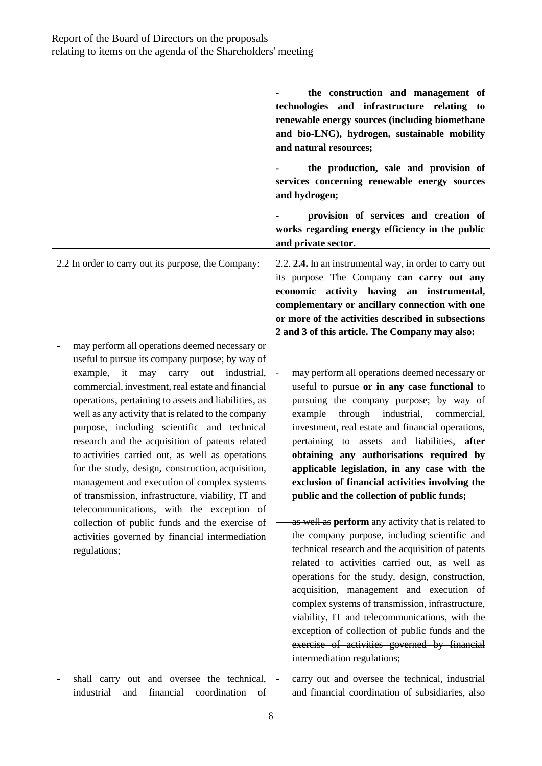| | |
|---|---|
| | - **the construction and management of technologies and infrastructure relating to renewable energy sources (including biomethane and bio-LNG), hydrogen, sustainable mobility and natural resources;**<br><br>- **the production, sale and provision of services concerning renewable energy sources and hydrogen;**<br><br>- **provision of services and creation of works regarding energy efficiency in the public and private sector.** |
| 2.2 In order to carry out its purpose, the Company:<br><br>- may perform all operations deemed necessary or useful to pursue its company purpose; by way of example, it may carry out industrial, commercial, investment, real estate and financial operations, pertaining to assets and liabilities, as well as any activity that is related to the company purpose, including scientific and technical research and the acquisition of patents related to activities carried out, as well as operations for the study, design, construction, acquisition, management and execution of complex systems of transmission, infrastructure, viability, IT and telecommunications, with the exception of collection of public funds and the exercise of activities governed by financial intermediation regulations;<br><br>- shall carry out and oversee the technical, industrial and financial coordination of | ~~2.2.~~ **2.4.** ~~In an instrumental way, in order to carry out its purpose~~ ~~T~~**T**he Company **can carry out any economic activity having an instrumental, complementary or ancillary connection with one or more of the activities described in subsections 2 and 3 of this article. The Company may also:**<br><br>~~- may~~ perform all operations deemed necessary or useful to pursue **or in any case functional** to pursuing the company purpose; by way of example through industrial, commercial, investment, real estate and financial operations, pertaining to assets and liabilities, **after obtaining any authorisations required by applicable legislation, in any case with the exclusion of financial activities involving the public and the collection of public funds;**<br><br>~~- as well as~~ **perform** any activity that is related to the company purpose, including scientific and technical research and the acquisition of patents related to activities carried out, as well as operations for the study, design, construction, acquisition, management and execution of complex systems of transmission, infrastructure, viability, IT and telecommunications~~, with the exception of collection of public funds and the exercise of activities governed by financial intermediation regulations~~;<br><br>- carry out and oversee the technical, industrial and financial coordination of subsidiaries, also |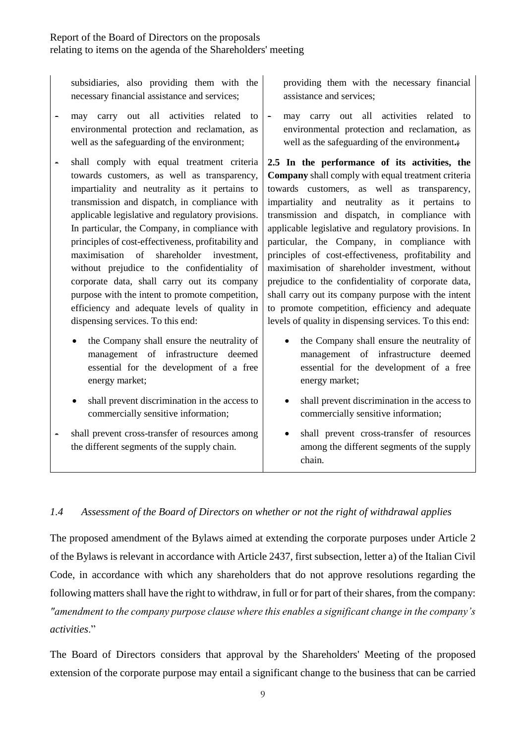| | |
|---|---|
| subsidiaries, also providing them with the necessary financial assistance and services; | providing them with the necessary financial assistance and services; |
| - may carry out all activities related to environmental protection and reclamation, as well as the safeguarding of the environment; | - may carry out all activities related to environmental protection and reclamation, as well as the safeguarding of the environment.; |
| - shall comply with equal treatment criteria towards customers, as well as transparency, impartiality and neutrality as it pertains to transmission and dispatch, in compliance with applicable legislative and regulatory provisions. In particular, the Company, in compliance with principles of cost-effectiveness, profitability and maximisation of shareholder investment, without prejudice to the confidentiality of corporate data, shall carry out its company purpose with the intent to promote competition, efficiency and adequate levels of quality in dispensing services. To this end: | **2.5 In the performance of its activities, the Company** shall comply with equal treatment criteria towards customers, as well as transparency, impartiality and neutrality as it pertains to transmission and dispatch, in compliance with applicable legislative and regulatory provisions. In particular, the Company, in compliance with principles of cost-effectiveness, profitability and maximisation of shareholder investment, without prejudice to the confidentiality of corporate data, shall carry out its company purpose with the intent to promote competition, efficiency and adequate levels of quality in dispensing services. To this end: |
| • the Company shall ensure the neutrality of management of infrastructure deemed essential for the development of a free energy market; | • the Company shall ensure the neutrality of management of infrastructure deemed essential for the development of a free energy market; |
| • shall prevent discrimination in the access to commercially sensitive information; | • shall prevent discrimination in the access to commercially sensitive information; |
| - shall prevent cross-transfer of resources among the different segments of the supply chain. | • shall prevent cross-transfer of resources among the different segments of the supply chain. |

## *1.4 Assessment of the Board of Directors on whether or not the right of withdrawal applies*

The proposed amendment of the Bylaws aimed at extending the corporate purposes under Article 2 of the Bylaws is relevant in accordance with Article 2437, first subsection, letter a) of the Italian Civil Code, in accordance with which any shareholders that do not approve resolutions regarding the following matters shall have the right to withdraw, in full or for part of their shares, from the company: *"amendment to the company purpose clause where this enables a significant change in the company's activities*."

The Board of Directors considers that approval by the Shareholders' Meeting of the proposed extension of the corporate purpose may entail a significant change to the business that can be carried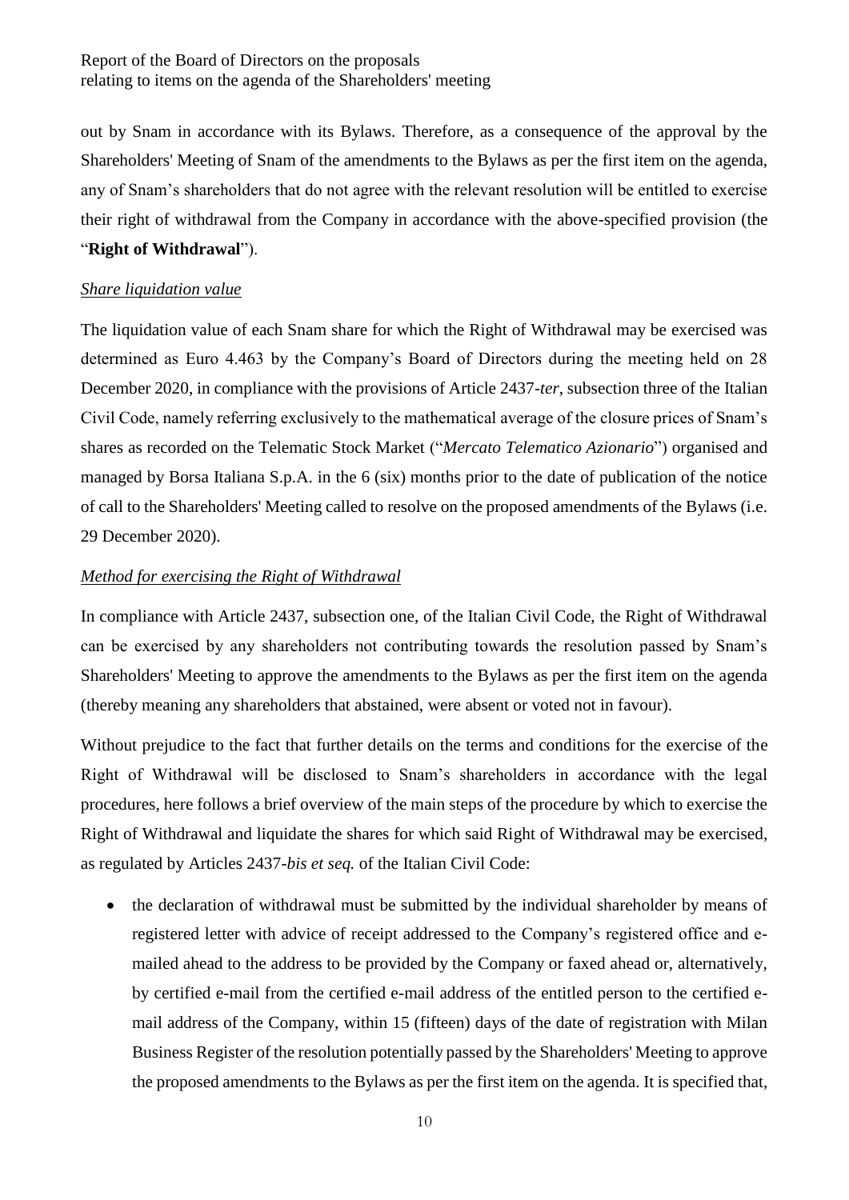out by Snam in accordance with its Bylaws. Therefore, as a consequence of the approval by the Shareholders' Meeting of Snam of the amendments to the Bylaws as per the first item on the agenda, any of Snam's shareholders that do not agree with the relevant resolution will be entitled to exercise their right of withdrawal from the Company in accordance with the above-specified provision (the "**Right of Withdrawal**").

*Share liquidation value*

The liquidation value of each Snam share for which the Right of Withdrawal may be exercised was determined as Euro 4.463 by the Company's Board of Directors during the meeting held on 28 December 2020, in compliance with the provisions of Article 2437-*ter*, subsection three of the Italian Civil Code, namely referring exclusively to the mathematical average of the closure prices of Snam's shares as recorded on the Telematic Stock Market ("*Mercato Telematico Azionario*") organised and managed by Borsa Italiana S.p.A. in the 6 (six) months prior to the date of publication of the notice of call to the Shareholders' Meeting called to resolve on the proposed amendments of the Bylaws (i.e. 29 December 2020).

*Method for exercising the Right of Withdrawal*

In compliance with Article 2437, subsection one, of the Italian Civil Code, the Right of Withdrawal can be exercised by any shareholders not contributing towards the resolution passed by Snam's Shareholders' Meeting to approve the amendments to the Bylaws as per the first item on the agenda (thereby meaning any shareholders that abstained, were absent or voted not in favour).

Without prejudice to the fact that further details on the terms and conditions for the exercise of the Right of Withdrawal will be disclosed to Snam's shareholders in accordance with the legal procedures, here follows a brief overview of the main steps of the procedure by which to exercise the Right of Withdrawal and liquidate the shares for which said Right of Withdrawal may be exercised, as regulated by Articles 2437-*bis et seq.* of the Italian Civil Code:

- the declaration of withdrawal must be submitted by the individual shareholder by means of registered letter with advice of receipt addressed to the Company's registered office and e-mailed ahead to the address to be provided by the Company or faxed ahead or, alternatively, by certified e-mail from the certified e-mail address of the entitled person to the certified e-mail address of the Company, within 15 (fifteen) days of the date of registration with Milan Business Register of the resolution potentially passed by the Shareholders' Meeting to approve the proposed amendments to the Bylaws as per the first item on the agenda. It is specified that,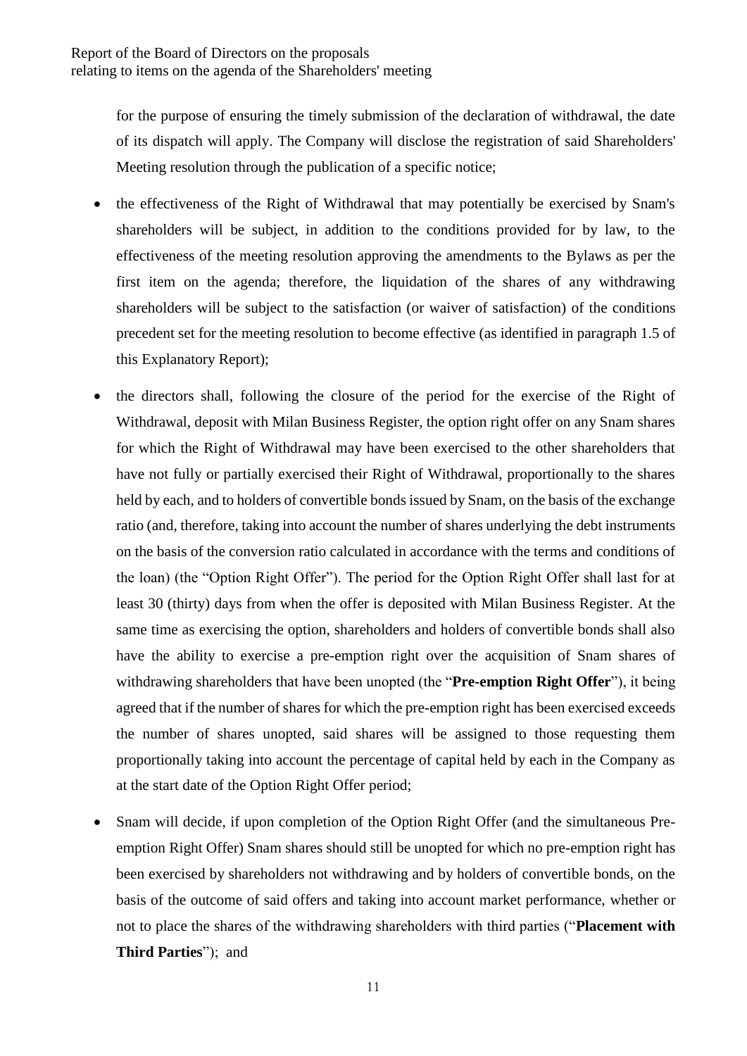for the purpose of ensuring the timely submission of the declaration of withdrawal, the date of its dispatch will apply. The Company will disclose the registration of said Shareholders' Meeting resolution through the publication of a specific notice;

- the effectiveness of the Right of Withdrawal that may potentially be exercised by Snam's shareholders will be subject, in addition to the conditions provided for by law, to the effectiveness of the meeting resolution approving the amendments to the Bylaws as per the first item on the agenda; therefore, the liquidation of the shares of any withdrawing shareholders will be subject to the satisfaction (or waiver of satisfaction) of the conditions precedent set for the meeting resolution to become effective (as identified in paragraph 1.5 of this Explanatory Report);

- the directors shall, following the closure of the period for the exercise of the Right of Withdrawal, deposit with Milan Business Register, the option right offer on any Snam shares for which the Right of Withdrawal may have been exercised to the other shareholders that have not fully or partially exercised their Right of Withdrawal, proportionally to the shares held by each, and to holders of convertible bonds issued by Snam, on the basis of the exchange ratio (and, therefore, taking into account the number of shares underlying the debt instruments on the basis of the conversion ratio calculated in accordance with the terms and conditions of the loan) (the "Option Right Offer"). The period for the Option Right Offer shall last for at least 30 (thirty) days from when the offer is deposited with Milan Business Register. At the same time as exercising the option, shareholders and holders of convertible bonds shall also have the ability to exercise a pre-emption right over the acquisition of Snam shares of withdrawing shareholders that have been unopted (the "**Pre-emption Right Offer**"), it being agreed that if the number of shares for which the pre-emption right has been exercised exceeds the number of shares unopted, said shares will be assigned to those requesting them proportionally taking into account the percentage of capital held by each in the Company as at the start date of the Option Right Offer period;

- Snam will decide, if upon completion of the Option Right Offer (and the simultaneous Pre-emption Right Offer) Snam shares should still be unopted for which no pre-emption right has been exercised by shareholders not withdrawing and by holders of convertible bonds, on the basis of the outcome of said offers and taking into account market performance, whether or not to place the shares of the withdrawing shareholders with third parties ("**Placement with Third Parties**"); and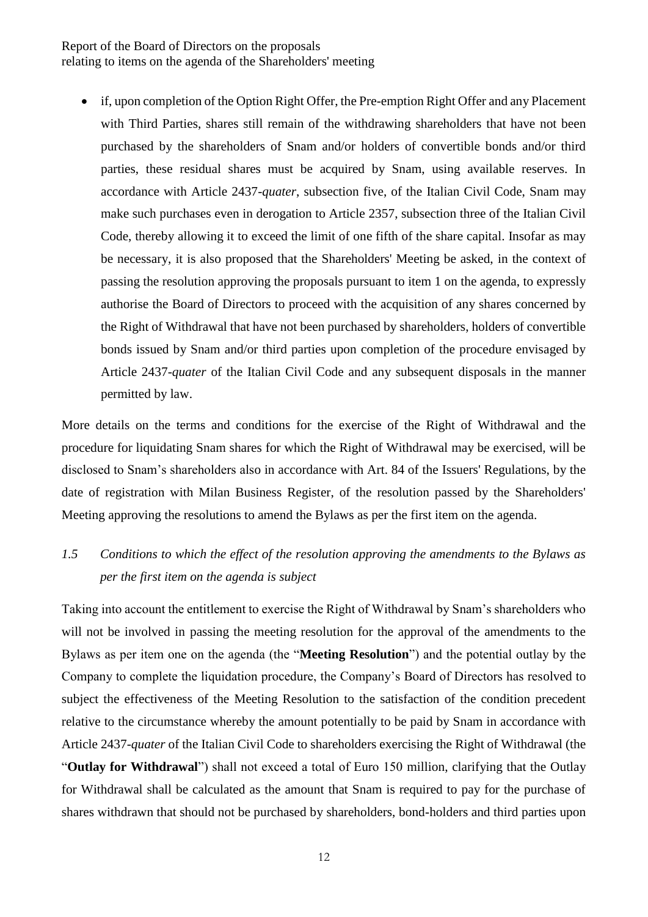- if, upon completion of the Option Right Offer, the Pre-emption Right Offer and any Placement with Third Parties, shares still remain of the withdrawing shareholders that have not been purchased by the shareholders of Snam and/or holders of convertible bonds and/or third parties, these residual shares must be acquired by Snam, using available reserves. In accordance with Article 2437-*quater*, subsection five, of the Italian Civil Code, Snam may make such purchases even in derogation to Article 2357, subsection three of the Italian Civil Code, thereby allowing it to exceed the limit of one fifth of the share capital. Insofar as may be necessary, it is also proposed that the Shareholders' Meeting be asked, in the context of passing the resolution approving the proposals pursuant to item 1 on the agenda, to expressly authorise the Board of Directors to proceed with the acquisition of any shares concerned by the Right of Withdrawal that have not been purchased by shareholders, holders of convertible bonds issued by Snam and/or third parties upon completion of the procedure envisaged by Article 2437-*quater* of the Italian Civil Code and any subsequent disposals in the manner permitted by law.

More details on the terms and conditions for the exercise of the Right of Withdrawal and the procedure for liquidating Snam shares for which the Right of Withdrawal may be exercised, will be disclosed to Snam's shareholders also in accordance with Art. 84 of the Issuers' Regulations, by the date of registration with Milan Business Register, of the resolution passed by the Shareholders' Meeting approving the resolutions to amend the Bylaws as per the first item on the agenda.

### *1.5 Conditions to which the effect of the resolution approving the amendments to the Bylaws as per the first item on the agenda is subject*

Taking into account the entitlement to exercise the Right of Withdrawal by Snam's shareholders who will not be involved in passing the meeting resolution for the approval of the amendments to the Bylaws as per item one on the agenda (the "**Meeting Resolution**") and the potential outlay by the Company to complete the liquidation procedure, the Company's Board of Directors has resolved to subject the effectiveness of the Meeting Resolution to the satisfaction of the condition precedent relative to the circumstance whereby the amount potentially to be paid by Snam in accordance with Article 2437-*quater* of the Italian Civil Code to shareholders exercising the Right of Withdrawal (the "**Outlay for Withdrawal**") shall not exceed a total of Euro 150 million, clarifying that the Outlay for Withdrawal shall be calculated as the amount that Snam is required to pay for the purchase of shares withdrawn that should not be purchased by shareholders, bond-holders and third parties upon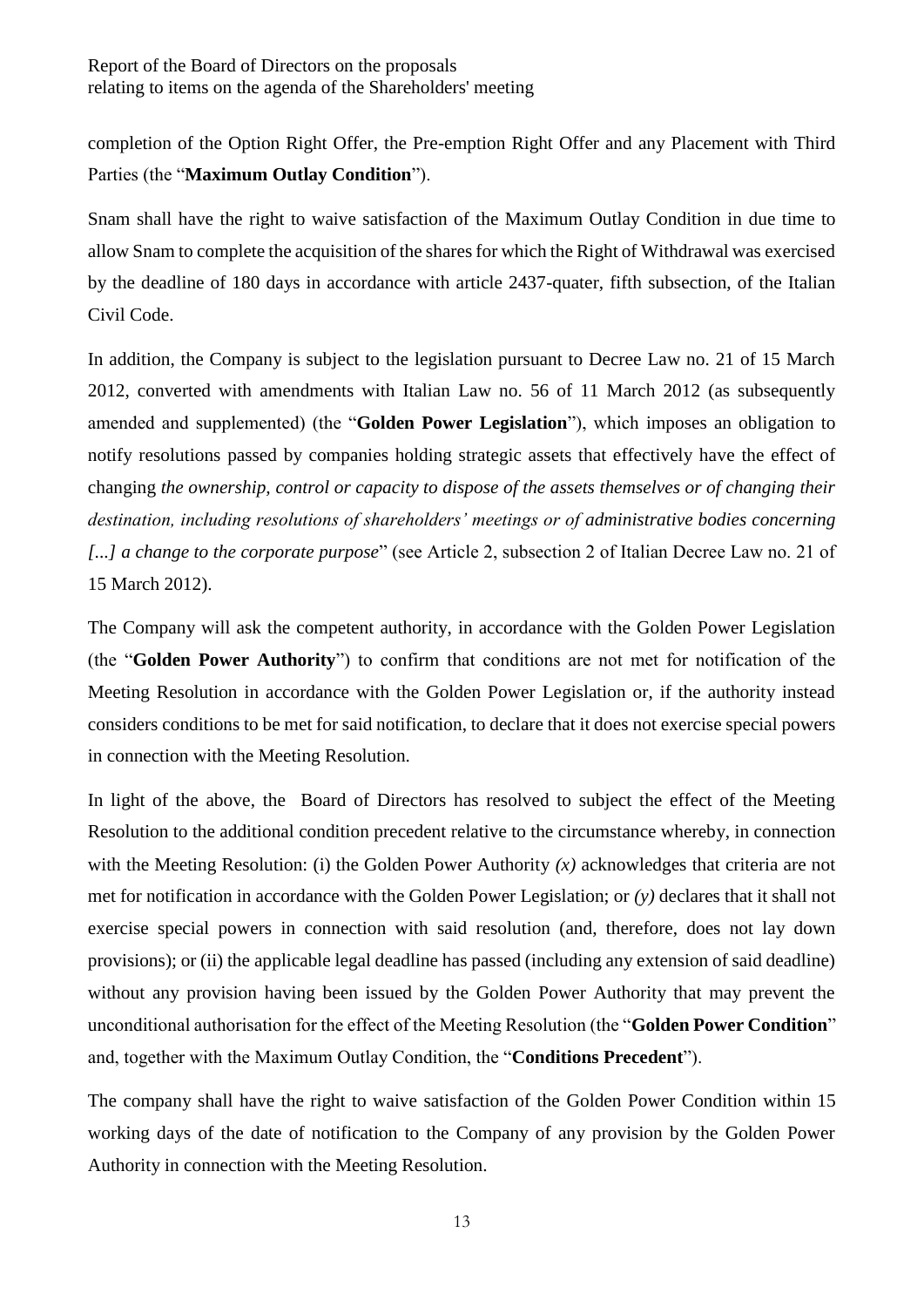completion of the Option Right Offer, the Pre-emption Right Offer and any Placement with Third Parties (the "**Maximum Outlay Condition**").

Snam shall have the right to waive satisfaction of the Maximum Outlay Condition in due time to allow Snam to complete the acquisition of the shares for which the Right of Withdrawal was exercised by the deadline of 180 days in accordance with article 2437-quater, fifth subsection, of the Italian Civil Code.

In addition, the Company is subject to the legislation pursuant to Decree Law no. 21 of 15 March 2012, converted with amendments with Italian Law no. 56 of 11 March 2012 (as subsequently amended and supplemented) (the "**Golden Power Legislation**"), which imposes an obligation to notify resolutions passed by companies holding strategic assets that effectively have the effect of changing *the ownership, control or capacity to dispose of the assets themselves or of changing their destination, including resolutions of shareholders' meetings or of administrative bodies concerning [...] a change to the corporate purpose*" (see Article 2, subsection 2 of Italian Decree Law no. 21 of 15 March 2012).

The Company will ask the competent authority, in accordance with the Golden Power Legislation (the "**Golden Power Authority**") to confirm that conditions are not met for notification of the Meeting Resolution in accordance with the Golden Power Legislation or, if the authority instead considers conditions to be met for said notification, to declare that it does not exercise special powers in connection with the Meeting Resolution.

In light of the above, the Board of Directors has resolved to subject the effect of the Meeting Resolution to the additional condition precedent relative to the circumstance whereby, in connection with the Meeting Resolution: (i) the Golden Power Authority *(x)* acknowledges that criteria are not met for notification in accordance with the Golden Power Legislation; or *(y)* declares that it shall not exercise special powers in connection with said resolution (and, therefore, does not lay down provisions); or (ii) the applicable legal deadline has passed (including any extension of said deadline) without any provision having been issued by the Golden Power Authority that may prevent the unconditional authorisation for the effect of the Meeting Resolution (the "**Golden Power Condition**" and, together with the Maximum Outlay Condition, the "**Conditions Precedent**").

The company shall have the right to waive satisfaction of the Golden Power Condition within 15 working days of the date of notification to the Company of any provision by the Golden Power Authority in connection with the Meeting Resolution.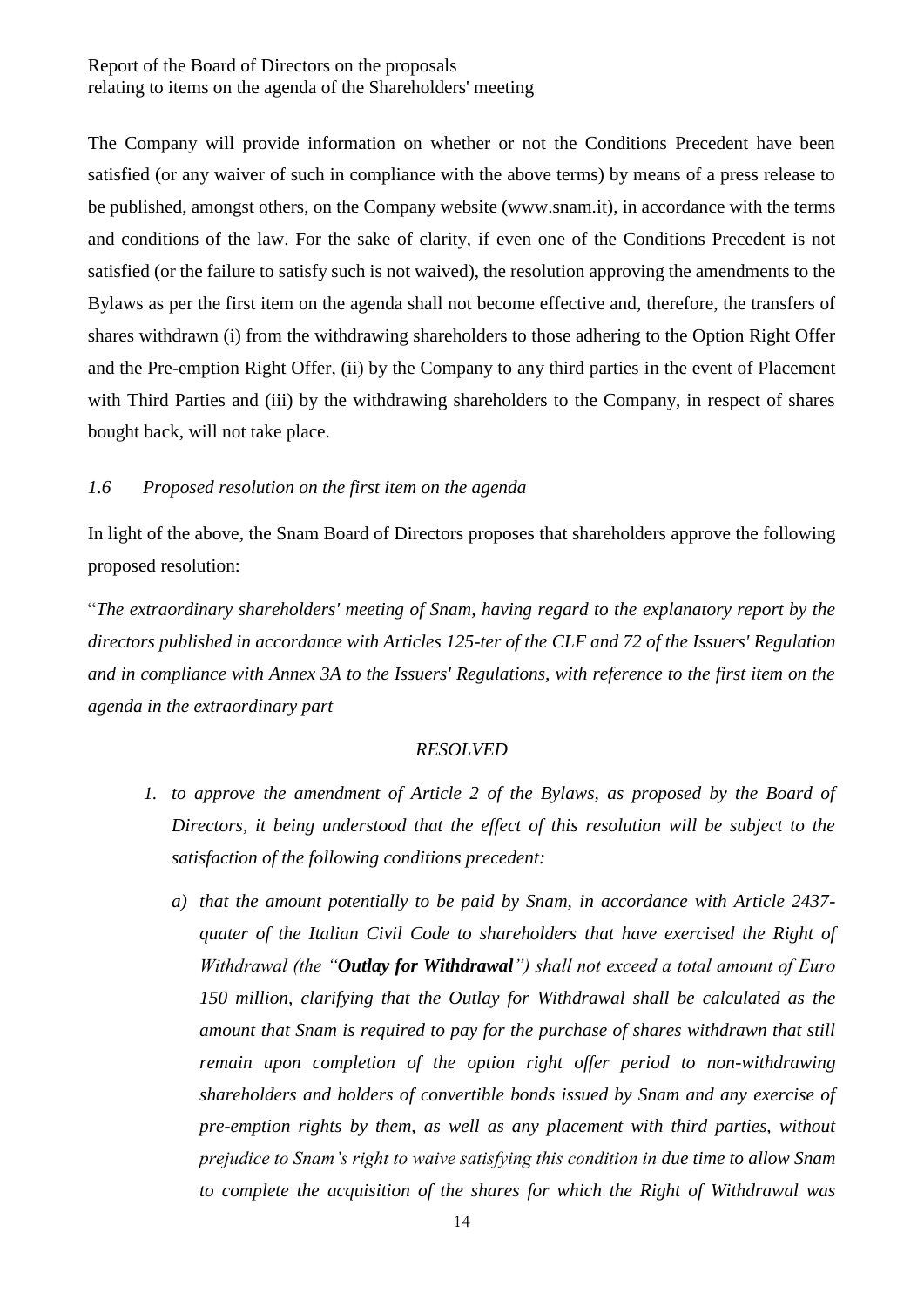The Company will provide information on whether or not the Conditions Precedent have been satisfied (or any waiver of such in compliance with the above terms) by means of a press release to be published, amongst others, on the Company website (www.snam.it), in accordance with the terms and conditions of the law. For the sake of clarity, if even one of the Conditions Precedent is not satisfied (or the failure to satisfy such is not waived), the resolution approving the amendments to the Bylaws as per the first item on the agenda shall not become effective and, therefore, the transfers of shares withdrawn (i) from the withdrawing shareholders to those adhering to the Option Right Offer and the Pre-emption Right Offer, (ii) by the Company to any third parties in the event of Placement with Third Parties and (iii) by the withdrawing shareholders to the Company, in respect of shares bought back, will not take place.

### *1.6 Proposed resolution on the first item on the agenda*

In light of the above, the Snam Board of Directors proposes that shareholders approve the following proposed resolution:

"*The extraordinary shareholders' meeting of Snam, having regard to the explanatory report by the directors published in accordance with Articles 125-ter of the CLF and 72 of the Issuers' Regulation and in compliance with Annex 3A to the Issuers' Regulations, with reference to the first item on the agenda in the extraordinary part*

*RESOLVED*

1. *to approve the amendment of Article 2 of the Bylaws, as proposed by the Board of Directors, it being understood that the effect of this resolution will be subject to the satisfaction of the following conditions precedent:*
   a) *that the amount potentially to be paid by Snam, in accordance with Article 2437-quater of the Italian Civil Code to shareholders that have exercised the Right of Withdrawal (the "**Outlay for Withdrawal**") shall not exceed a total amount of Euro 150 million, clarifying that the Outlay for Withdrawal shall be calculated as the amount that Snam is required to pay for the purchase of shares withdrawn that still remain upon completion of the option right offer period to non-withdrawing shareholders and holders of convertible bonds issued by Snam and any exercise of pre-emption rights by them, as well as any placement with third parties, without prejudice to Snam's right to waive satisfying this condition in due time to allow Snam to complete the acquisition of the shares for which the Right of Withdrawal was*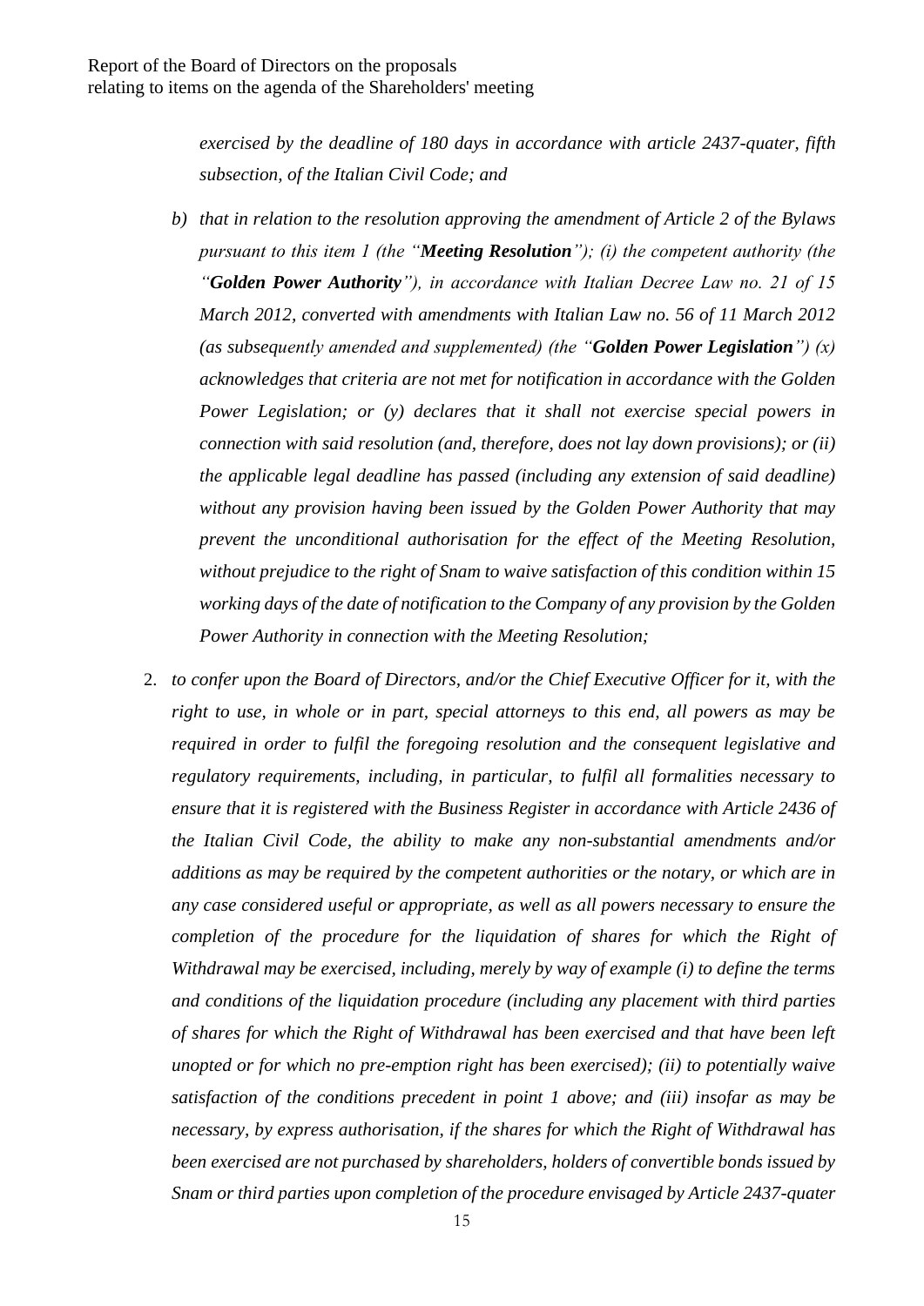*exercised by the deadline of 180 days in accordance with article 2437-quater, fifth subsection, of the Italian Civil Code; and*

b) *that in relation to the resolution approving the amendment of Article 2 of the Bylaws pursuant to this item 1 (the "**Meeting Resolution**"); (i) the competent authority (the "**Golden Power Authority**"), in accordance with Italian Decree Law no. 21 of 15 March 2012, converted with amendments with Italian Law no. 56 of 11 March 2012 (as subsequently amended and supplemented) (the "**Golden Power Legislation**") (x) acknowledges that criteria are not met for notification in accordance with the Golden Power Legislation; or (y) declares that it shall not exercise special powers in connection with said resolution (and, therefore, does not lay down provisions); or (ii) the applicable legal deadline has passed (including any extension of said deadline) without any provision having been issued by the Golden Power Authority that may prevent the unconditional authorisation for the effect of the Meeting Resolution, without prejudice to the right of Snam to waive satisfaction of this condition within 15 working days of the date of notification to the Company of any provision by the Golden Power Authority in connection with the Meeting Resolution;*

2. *to confer upon the Board of Directors, and/or the Chief Executive Officer for it, with the right to use, in whole or in part, special attorneys to this end, all powers as may be required in order to fulfil the foregoing resolution and the consequent legislative and regulatory requirements, including, in particular, to fulfil all formalities necessary to ensure that it is registered with the Business Register in accordance with Article 2436 of the Italian Civil Code, the ability to make any non-substantial amendments and/or additions as may be required by the competent authorities or the notary, or which are in any case considered useful or appropriate, as well as all powers necessary to ensure the completion of the procedure for the liquidation of shares for which the Right of Withdrawal may be exercised, including, merely by way of example (i) to define the terms and conditions of the liquidation procedure (including any placement with third parties of shares for which the Right of Withdrawal has been exercised and that have been left unopted or for which no pre-emption right has been exercised); (ii) to potentially waive satisfaction of the conditions precedent in point 1 above; and (iii) insofar as may be necessary, by express authorisation, if the shares for which the Right of Withdrawal has been exercised are not purchased by shareholders, holders of convertible bonds issued by Snam or third parties upon completion of the procedure envisaged by Article 2437-quater*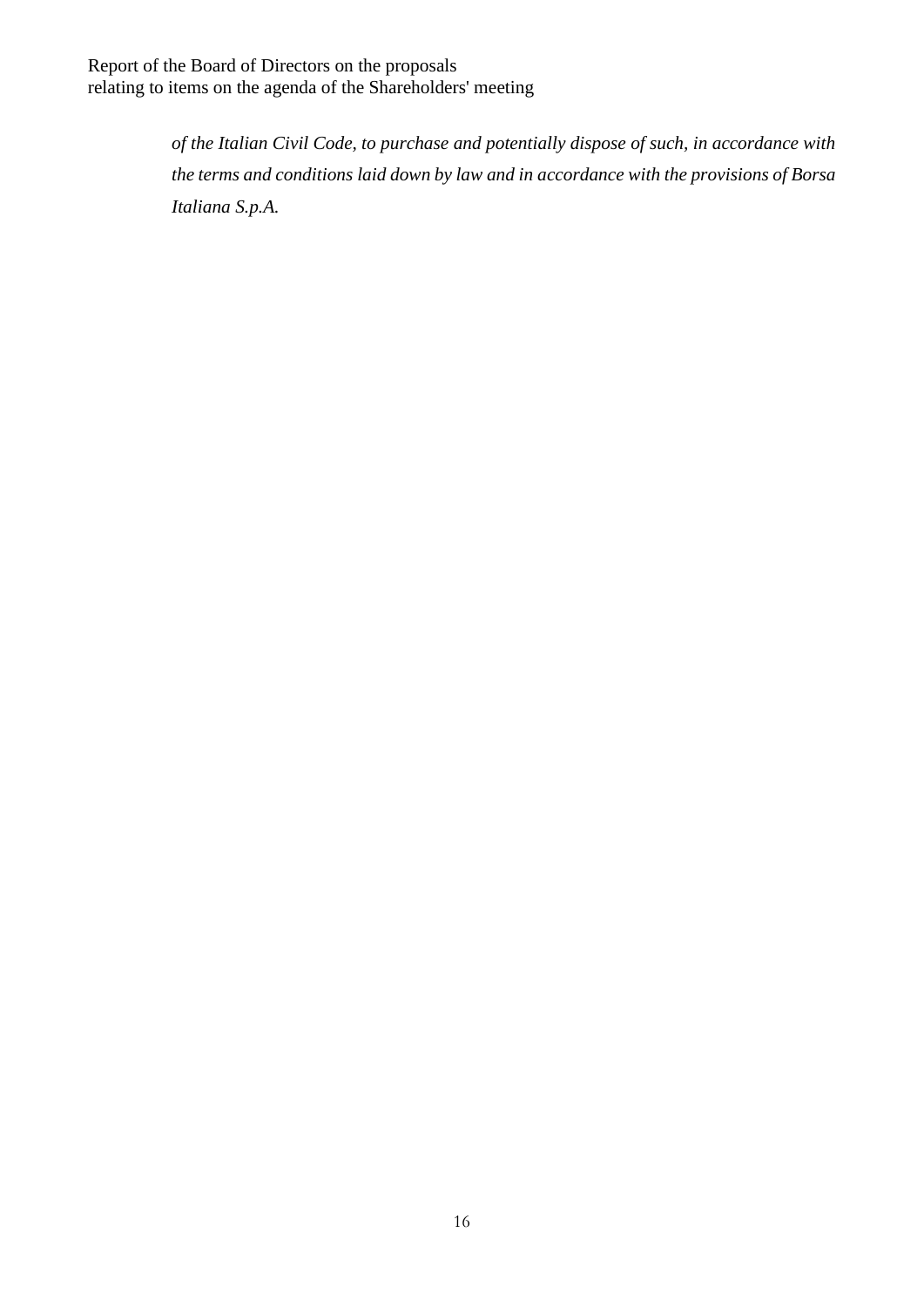*of the Italian Civil Code, to purchase and potentially dispose of such, in accordance with the terms and conditions laid down by law and in accordance with the provisions of Borsa Italiana S.p.A.*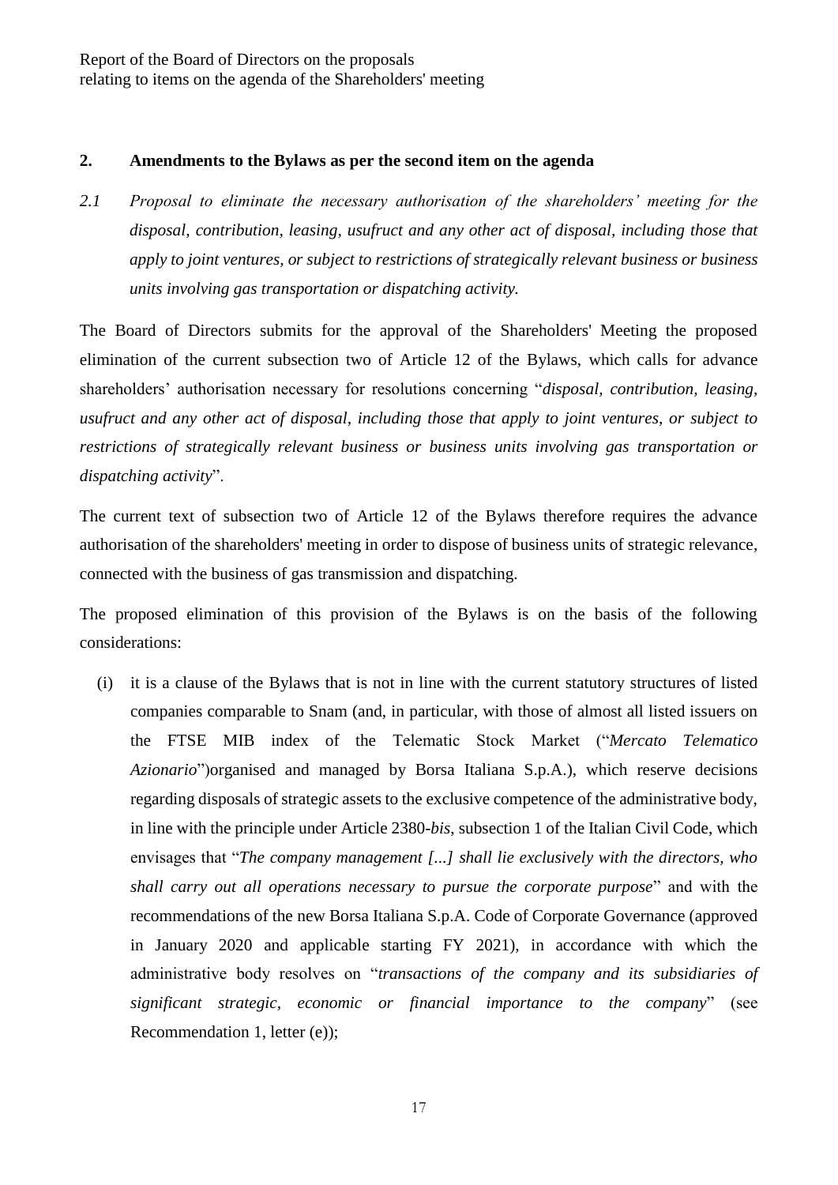## 2. Amendments to the Bylaws as per the second item on the agenda

*2.1 Proposal to eliminate the necessary authorisation of the shareholders' meeting for the disposal, contribution, leasing, usufruct and any other act of disposal, including those that apply to joint ventures, or subject to restrictions of strategically relevant business or business units involving gas transportation or dispatching activity.*

The Board of Directors submits for the approval of the Shareholders' Meeting the proposed elimination of the current subsection two of Article 12 of the Bylaws, which calls for advance shareholders' authorisation necessary for resolutions concerning "*disposal, contribution, leasing, usufruct and any other act of disposal, including those that apply to joint ventures, or subject to restrictions of strategically relevant business or business units involving gas transportation or dispatching activity*".

The current text of subsection two of Article 12 of the Bylaws therefore requires the advance authorisation of the shareholders' meeting in order to dispose of business units of strategic relevance, connected with the business of gas transmission and dispatching.

The proposed elimination of this provision of the Bylaws is on the basis of the following considerations:

(i) it is a clause of the Bylaws that is not in line with the current statutory structures of listed companies comparable to Snam (and, in particular, with those of almost all listed issuers on the FTSE MIB index of the Telematic Stock Market ("*Mercato Telematico Azionario*")organised and managed by Borsa Italiana S.p.A.), which reserve decisions regarding disposals of strategic assets to the exclusive competence of the administrative body, in line with the principle under Article 2380-*bis*, subsection 1 of the Italian Civil Code, which envisages that "*The company management [...] shall lie exclusively with the directors, who shall carry out all operations necessary to pursue the corporate purpose*" and with the recommendations of the new Borsa Italiana S.p.A. Code of Corporate Governance (approved in January 2020 and applicable starting FY 2021), in accordance with which the administrative body resolves on "*transactions of the company and its subsidiaries of significant strategic, economic or financial importance to the company*" (see Recommendation 1, letter (e));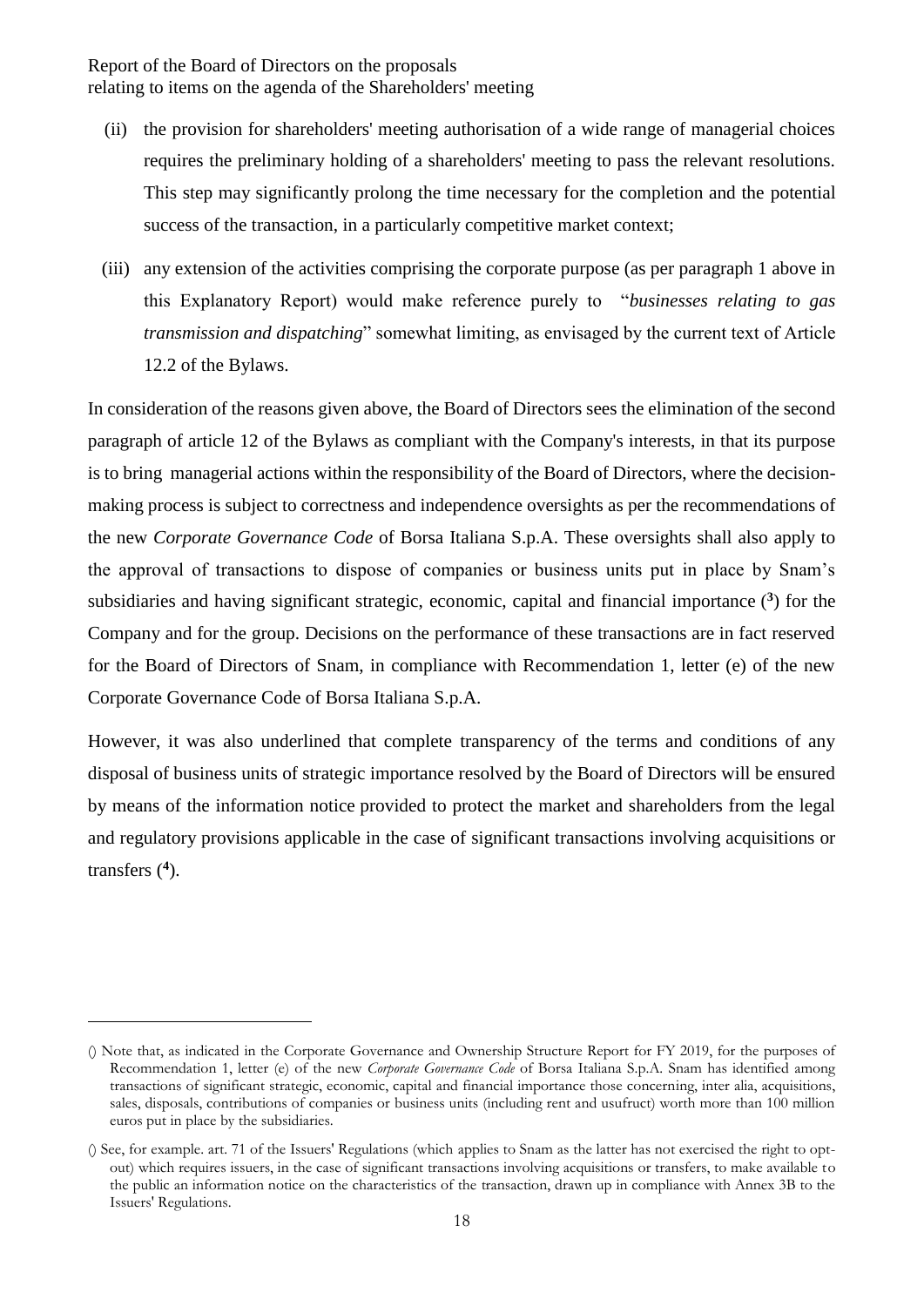(ii) the provision for shareholders' meeting authorisation of a wide range of managerial choices requires the preliminary holding of a shareholders' meeting to pass the relevant resolutions. This step may significantly prolong the time necessary for the completion and the potential success of the transaction, in a particularly competitive market context;

(iii) any extension of the activities comprising the corporate purpose (as per paragraph 1 above in this Explanatory Report) would make reference purely to "*businesses relating to gas transmission and dispatching*" somewhat limiting, as envisaged by the current text of Article 12.2 of the Bylaws.

In consideration of the reasons given above, the Board of Directors sees the elimination of the second paragraph of article 12 of the Bylaws as compliant with the Company's interests, in that its purpose is to bring managerial actions within the responsibility of the Board of Directors, where the decision-making process is subject to correctness and independence oversights as per the recommendations of the new *Corporate Governance Code* of Borsa Italiana S.p.A. These oversights shall also apply to the approval of transactions to dispose of companies or business units put in place by Snam's subsidiaries and having significant strategic, economic, capital and financial importance ([3]) for the Company and for the group. Decisions on the performance of these transactions are in fact reserved for the Board of Directors of Snam, in compliance with Recommendation 1, letter (e) of the new Corporate Governance Code of Borsa Italiana S.p.A.

However, it was also underlined that complete transparency of the terms and conditions of any disposal of business units of strategic importance resolved by the Board of Directors will be ensured by means of the information notice provided to protect the market and shareholders from the legal and regulatory provisions applicable in the case of significant transactions involving acquisitions or transfers ([4]).

---

() Note that, as indicated in the Corporate Governance and Ownership Structure Report for FY 2019, for the purposes of Recommendation 1, letter (e) of the new *Corporate Governance Code* of Borsa Italiana S.p.A. Snam has identified among transactions of significant strategic, economic, capital and financial importance those concerning, inter alia, acquisitions, sales, disposals, contributions of companies or business units (including rent and usufruct) worth more than 100 million euros put in place by the subsidiaries.

() See, for example. art. 71 of the Issuers' Regulations (which applies to Snam as the latter has not exercised the right to opt-out) which requires issuers, in the case of significant transactions involving acquisitions or transfers, to make available to the public an information notice on the characteristics of the transaction, drawn up in compliance with Annex 3B to the Issuers' Regulations.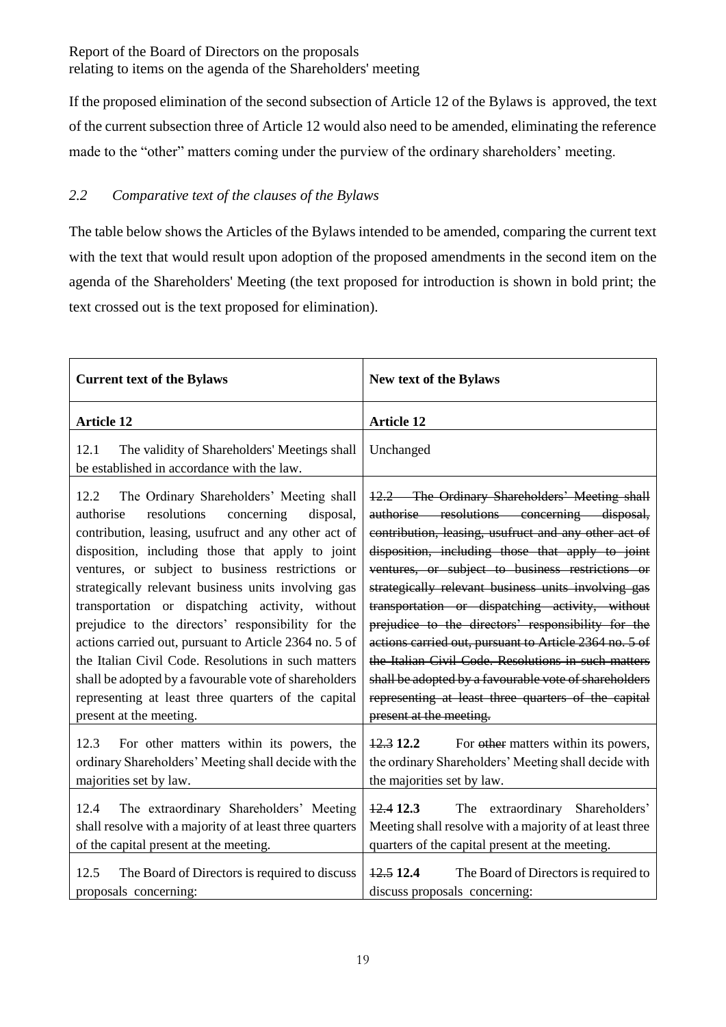If the proposed elimination of the second subsection of Article 12 of the Bylaws is approved, the text of the current subsection three of Article 12 would also need to be amended, eliminating the reference made to the "other" matters coming under the purview of the ordinary shareholders' meeting.

## *2.2 Comparative text of the clauses of the Bylaws*

The table below shows the Articles of the Bylaws intended to be amended, comparing the current text with the text that would result upon adoption of the proposed amendments in the second item on the agenda of the Shareholders' Meeting (the text proposed for introduction is shown in bold print; the text crossed out is the text proposed for elimination).

| **Current text of the Bylaws** | **New text of the Bylaws** |
|---|---|
| **Article 12** | **Article 12** |
| 12.1 The validity of Shareholders' Meetings shall be established in accordance with the law. | Unchanged |
| 12.2 The Ordinary Shareholders' Meeting shall authorise resolutions concerning disposal, contribution, leasing, usufruct and any other act of disposition, including those that apply to joint ventures, or subject to business restrictions or strategically relevant business units involving gas transportation or dispatching activity, without prejudice to the directors' responsibility for the actions carried out, pursuant to Article 2364 no. 5 of the Italian Civil Code. Resolutions in such matters shall be adopted by a favourable vote of shareholders representing at least three quarters of the capital present at the meeting. | ~~12.2 The Ordinary Shareholders' Meeting shall authorise resolutions concerning disposal, contribution, leasing, usufruct and any other act of disposition, including those that apply to joint ventures, or subject to business restrictions or strategically relevant business units involving gas transportation or dispatching activity, without prejudice to the directors' responsibility for the actions carried out, pursuant to Article 2364 no. 5 of the Italian Civil Code. Resolutions in such matters shall be adopted by a favourable vote of shareholders representing at least three quarters of the capital present at the meeting.~~ |
| 12.3 For other matters within its powers, the ordinary Shareholders' Meeting shall decide with the majorities set by law. | ~~12.3~~ **12.2** For ~~other~~ matters within its powers, the ordinary Shareholders' Meeting shall decide with the majorities set by law. |
| 12.4 The extraordinary Shareholders' Meeting shall resolve with a majority of at least three quarters of the capital present at the meeting. | ~~12.4~~ **12.3** The extraordinary Shareholders' Meeting shall resolve with a majority of at least three quarters of the capital present at the meeting. |
| 12.5 The Board of Directors is required to discuss proposals concerning: | ~~12.5~~ **12.4** The Board of Directors is required to discuss proposals concerning: |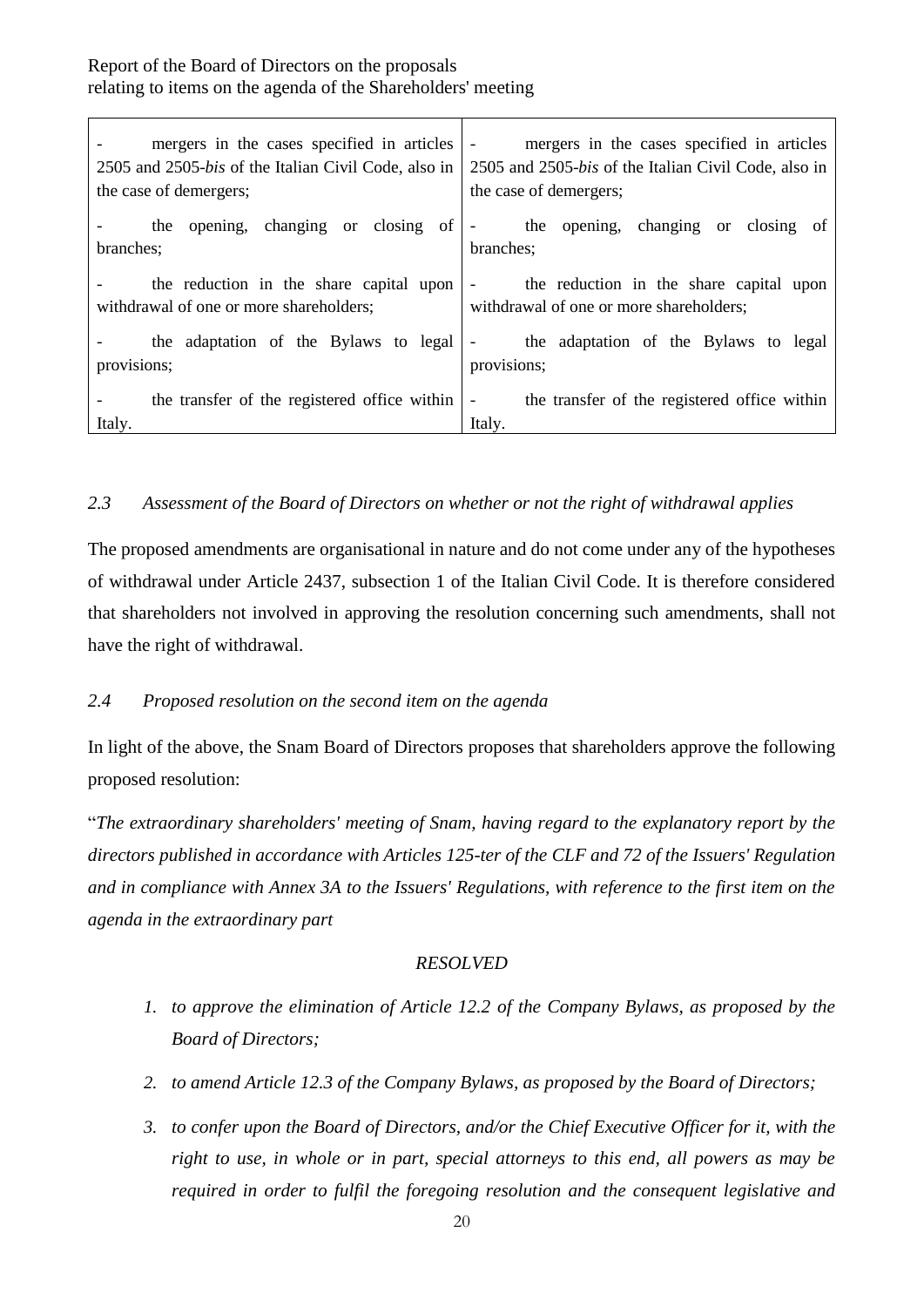| - mergers in the cases specified in articles 2505 and 2505-*bis* of the Italian Civil Code, also in the case of demergers; | - mergers in the cases specified in articles 2505 and 2505-*bis* of the Italian Civil Code, also in the case of demergers; |
|---|---|
| - the opening, changing or closing of branches; | - the opening, changing or closing of branches; |
| - the reduction in the share capital upon withdrawal of one or more shareholders; | - the reduction in the share capital upon withdrawal of one or more shareholders; |
| - the adaptation of the Bylaws to legal provisions; | - the adaptation of the Bylaws to legal provisions; |
| - the transfer of the registered office within Italy. | - the transfer of the registered office within Italy. |

### *2.3 Assessment of the Board of Directors on whether or not the right of withdrawal applies*

The proposed amendments are organisational in nature and do not come under any of the hypotheses of withdrawal under Article 2437, subsection 1 of the Italian Civil Code. It is therefore considered that shareholders not involved in approving the resolution concerning such amendments, shall not have the right of withdrawal.

### *2.4 Proposed resolution on the second item on the agenda*

In light of the above, the Snam Board of Directors proposes that shareholders approve the following proposed resolution:

"*The extraordinary shareholders' meeting of Snam, having regard to the explanatory report by the directors published in accordance with Articles 125-ter of the CLF and 72 of the Issuers' Regulation and in compliance with Annex 3A to the Issuers' Regulations, with reference to the first item on the agenda in the extraordinary part*

*RESOLVED*

1. *to approve the elimination of Article 12.2 of the Company Bylaws, as proposed by the Board of Directors;*
2. *to amend Article 12.3 of the Company Bylaws, as proposed by the Board of Directors;*
3. *to confer upon the Board of Directors, and/or the Chief Executive Officer for it, with the right to use, in whole or in part, special attorneys to this end, all powers as may be required in order to fulfil the foregoing resolution and the consequent legislative and*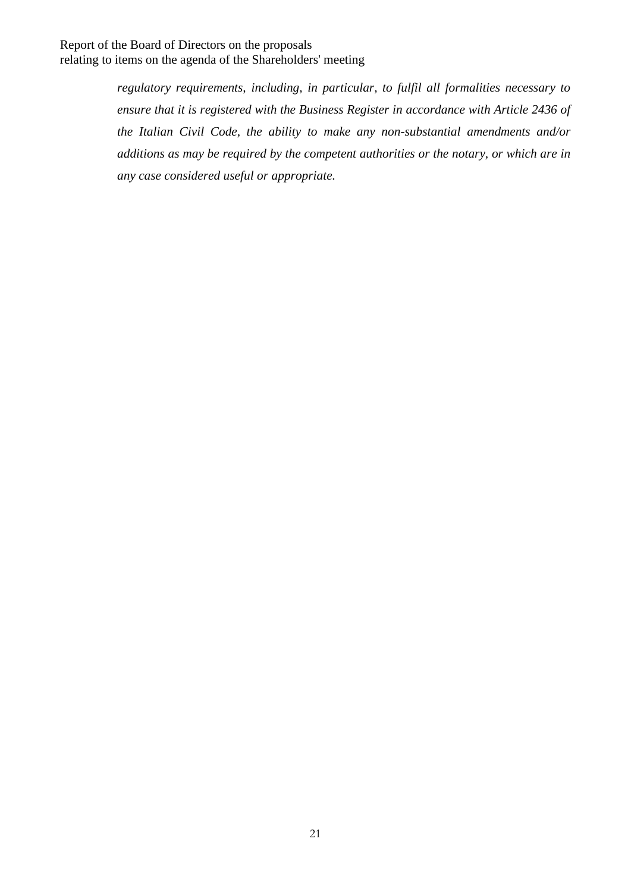*regulatory requirements, including, in particular, to fulfil all formalities necessary to ensure that it is registered with the Business Register in accordance with Article 2436 of the Italian Civil Code, the ability to make any non-substantial amendments and/or additions as may be required by the competent authorities or the notary, or which are in any case considered useful or appropriate.*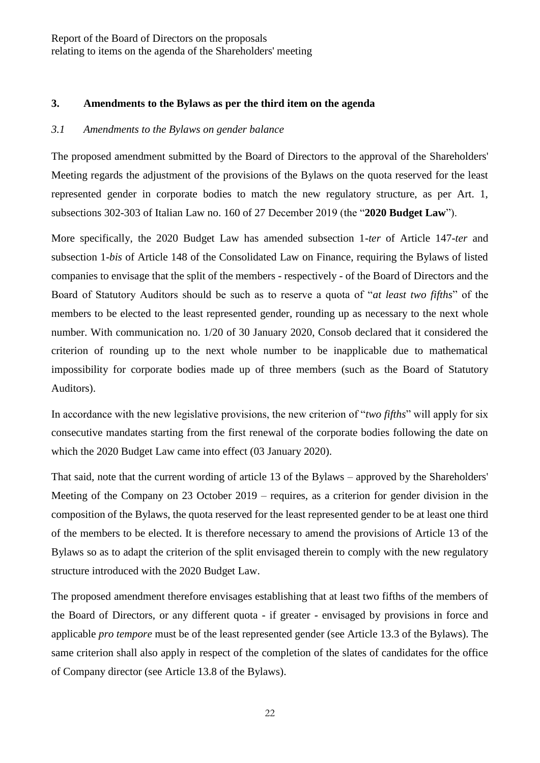## 3. Amendments to the Bylaws as per the third item on the agenda

### *3.1 Amendments to the Bylaws on gender balance*

The proposed amendment submitted by the Board of Directors to the approval of the Shareholders' Meeting regards the adjustment of the provisions of the Bylaws on the quota reserved for the least represented gender in corporate bodies to match the new regulatory structure, as per Art. 1, subsections 302-303 of Italian Law no. 160 of 27 December 2019 (the "**2020 Budget Law**").

More specifically, the 2020 Budget Law has amended subsection 1-*ter* of Article 147-*ter* and subsection 1-*bis* of Article 148 of the Consolidated Law on Finance, requiring the Bylaws of listed companies to envisage that the split of the members - respectively - of the Board of Directors and the Board of Statutory Auditors should be such as to reserve a quota of "*at least two fifths*" of the members to be elected to the least represented gender, rounding up as necessary to the next whole number. With communication no. 1/20 of 30 January 2020, Consob declared that it considered the criterion of rounding up to the next whole number to be inapplicable due to mathematical impossibility for corporate bodies made up of three members (such as the Board of Statutory Auditors).

In accordance with the new legislative provisions, the new criterion of "*two fifths*" will apply for six consecutive mandates starting from the first renewal of the corporate bodies following the date on which the 2020 Budget Law came into effect (03 January 2020).

That said, note that the current wording of article 13 of the Bylaws – approved by the Shareholders' Meeting of the Company on 23 October 2019 – requires, as a criterion for gender division in the composition of the Bylaws, the quota reserved for the least represented gender to be at least one third of the members to be elected. It is therefore necessary to amend the provisions of Article 13 of the Bylaws so as to adapt the criterion of the split envisaged therein to comply with the new regulatory structure introduced with the 2020 Budget Law.

The proposed amendment therefore envisages establishing that at least two fifths of the members of the Board of Directors, or any different quota - if greater - envisaged by provisions in force and applicable *pro tempore* must be of the least represented gender (see Article 13.3 of the Bylaws). The same criterion shall also apply in respect of the completion of the slates of candidates for the office of Company director (see Article 13.8 of the Bylaws).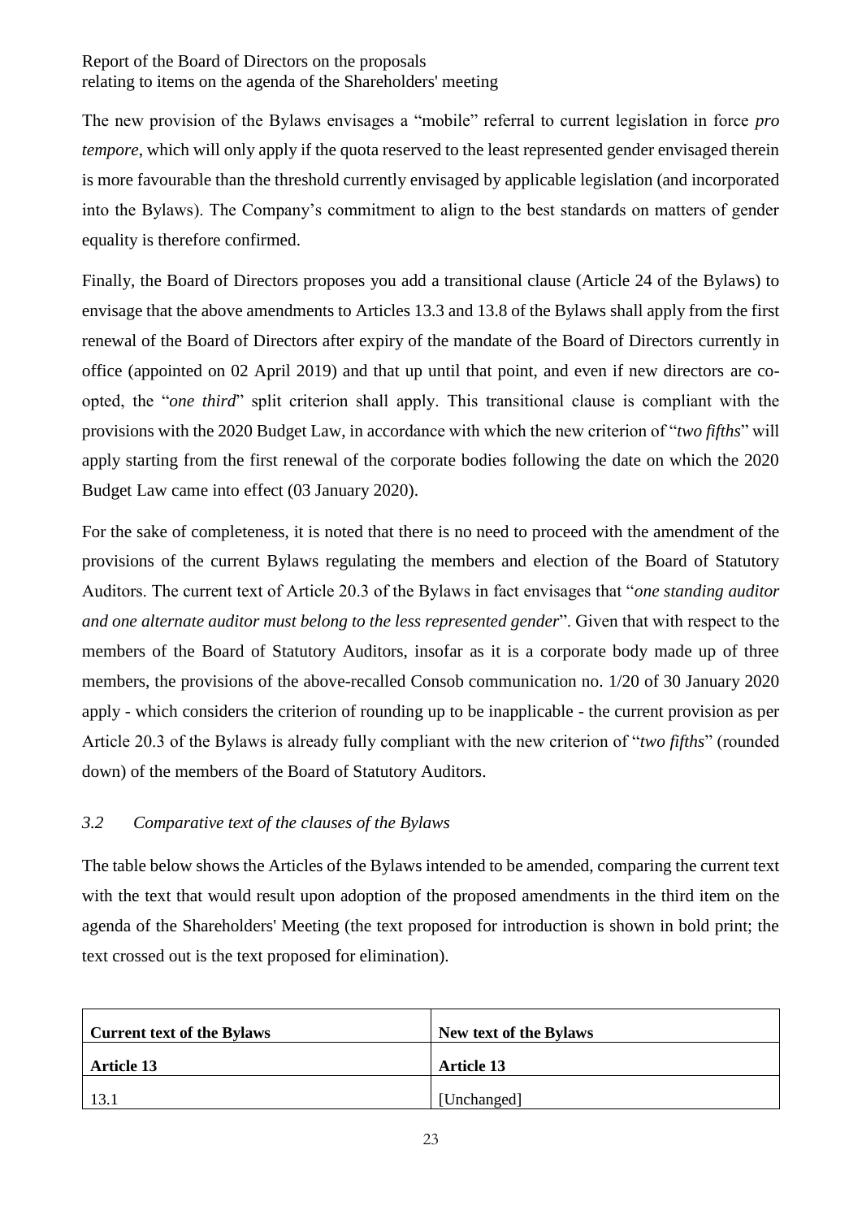The new provision of the Bylaws envisages a "mobile" referral to current legislation in force *pro tempore*, which will only apply if the quota reserved to the least represented gender envisaged therein is more favourable than the threshold currently envisaged by applicable legislation (and incorporated into the Bylaws). The Company's commitment to align to the best standards on matters of gender equality is therefore confirmed.

Finally, the Board of Directors proposes you add a transitional clause (Article 24 of the Bylaws) to envisage that the above amendments to Articles 13.3 and 13.8 of the Bylaws shall apply from the first renewal of the Board of Directors after expiry of the mandate of the Board of Directors currently in office (appointed on 02 April 2019) and that up until that point, and even if new directors are co-opted, the "*one third*" split criterion shall apply. This transitional clause is compliant with the provisions with the 2020 Budget Law, in accordance with which the new criterion of "*two fifths*" will apply starting from the first renewal of the corporate bodies following the date on which the 2020 Budget Law came into effect (03 January 2020).

For the sake of completeness, it is noted that there is no need to proceed with the amendment of the provisions of the current Bylaws regulating the members and election of the Board of Statutory Auditors. The current text of Article 20.3 of the Bylaws in fact envisages that "*one standing auditor and one alternate auditor must belong to the less represented gender*". Given that with respect to the members of the Board of Statutory Auditors, insofar as it is a corporate body made up of three members, the provisions of the above-recalled Consob communication no. 1/20 of 30 January 2020 apply - which considers the criterion of rounding up to be inapplicable - the current provision as per Article 20.3 of the Bylaws is already fully compliant with the new criterion of "*two fifths*" (rounded down) of the members of the Board of Statutory Auditors.

### *3.2 Comparative text of the clauses of the Bylaws*

The table below shows the Articles of the Bylaws intended to be amended, comparing the current text with the text that would result upon adoption of the proposed amendments in the third item on the agenda of the Shareholders' Meeting (the text proposed for introduction is shown in bold print; the text crossed out is the text proposed for elimination).

| **Current text of the Bylaws** | **New text of the Bylaws** |
|---|---|
| **Article 13** | **Article 13** |
| 13.1 | [Unchanged] |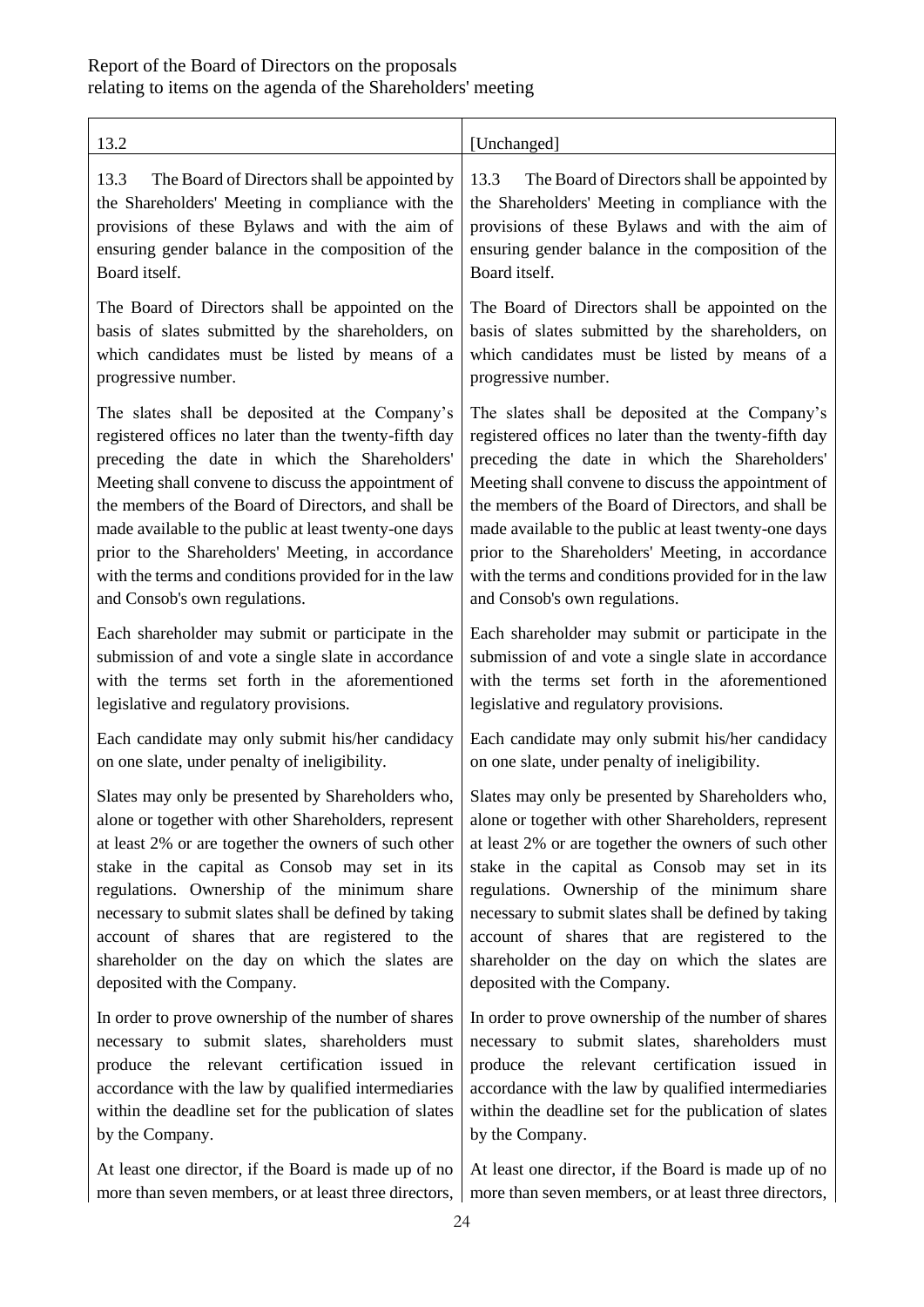| 13.2 | [Unchanged] |
|---|---|
| 13.3 The Board of Directors shall be appointed by the Shareholders' Meeting in compliance with the provisions of these Bylaws and with the aim of ensuring gender balance in the composition of the Board itself.<br><br>The Board of Directors shall be appointed on the basis of slates submitted by the shareholders, on which candidates must be listed by means of a progressive number.<br><br>The slates shall be deposited at the Company's registered offices no later than the twenty-fifth day preceding the date in which the Shareholders' Meeting shall convene to discuss the appointment of the members of the Board of Directors, and shall be made available to the public at least twenty-one days prior to the Shareholders' Meeting, in accordance with the terms and conditions provided for in the law and Consob's own regulations.<br><br>Each shareholder may submit or participate in the submission of and vote a single slate in accordance with the terms set forth in the aforementioned legislative and regulatory provisions.<br><br>Each candidate may only submit his/her candidacy on one slate, under penalty of ineligibility.<br><br>Slates may only be presented by Shareholders who, alone or together with other Shareholders, represent at least 2% or are together the owners of such other stake in the capital as Consob may set in its regulations. Ownership of the minimum share necessary to submit slates shall be defined by taking account of shares that are registered to the shareholder on the day on which the slates are deposited with the Company.<br><br>In order to prove ownership of the number of shares necessary to submit slates, shareholders must produce the relevant certification issued in accordance with the law by qualified intermediaries within the deadline set for the publication of slates by the Company.<br><br>At least one director, if the Board is made up of no more than seven members, or at least three directors, | 13.3 The Board of Directors shall be appointed by the Shareholders' Meeting in compliance with the provisions of these Bylaws and with the aim of ensuring gender balance in the composition of the Board itself.<br><br>The Board of Directors shall be appointed on the basis of slates submitted by the shareholders, on which candidates must be listed by means of a progressive number.<br><br>The slates shall be deposited at the Company's registered offices no later than the twenty-fifth day preceding the date in which the Shareholders' Meeting shall convene to discuss the appointment of the members of the Board of Directors, and shall be made available to the public at least twenty-one days prior to the Shareholders' Meeting, in accordance with the terms and conditions provided for in the law and Consob's own regulations.<br><br>Each shareholder may submit or participate in the submission of and vote a single slate in accordance with the terms set forth in the aforementioned legislative and regulatory provisions.<br><br>Each candidate may only submit his/her candidacy on one slate, under penalty of ineligibility.<br><br>Slates may only be presented by Shareholders who, alone or together with other Shareholders, represent at least 2% or are together the owners of such other stake in the capital as Consob may set in its regulations. Ownership of the minimum share necessary to submit slates shall be defined by taking account of shares that are registered to the shareholder on the day on which the slates are deposited with the Company.<br><br>In order to prove ownership of the number of shares necessary to submit slates, shareholders must produce the relevant certification issued in accordance with the law by qualified intermediaries within the deadline set for the publication of slates by the Company.<br><br>At least one director, if the Board is made up of no more than seven members, or at least three directors, |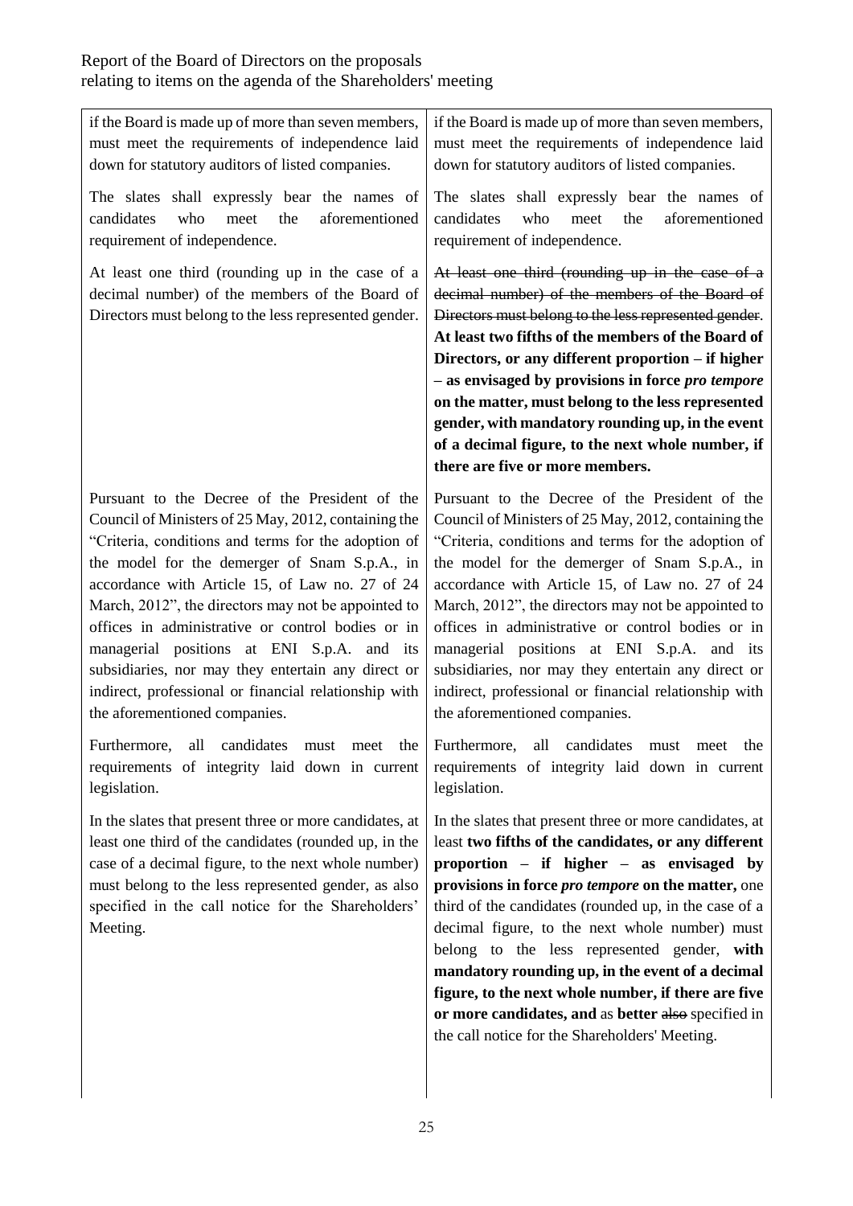| | |
|---|---|
| if the Board is made up of more than seven members, must meet the requirements of independence laid down for statutory auditors of listed companies. | if the Board is made up of more than seven members, must meet the requirements of independence laid down for statutory auditors of listed companies. |
| The slates shall expressly bear the names of candidates who meet the aforementioned requirement of independence. | The slates shall expressly bear the names of candidates who meet the aforementioned requirement of independence. |
| At least one third (rounding up in the case of a decimal number) of the members of the Board of Directors must belong to the less represented gender. | ~~At least one third (rounding up in the case of a decimal number) of the members of the Board of Directors must belong to the less represented gender~~. **At least two fifths of the members of the Board of Directors, or any different proportion – if higher – as envisaged by provisions in force *pro tempore* on the matter, must belong to the less represented gender, with mandatory rounding up, in the event of a decimal figure, to the next whole number, if there are five or more members.** |
| Pursuant to the Decree of the President of the Council of Ministers of 25 May, 2012, containing the "Criteria, conditions and terms for the adoption of the model for the demerger of Snam S.p.A., in accordance with Article 15, of Law no. 27 of 24 March, 2012", the directors may not be appointed to offices in administrative or control bodies or in managerial positions at ENI S.p.A. and its subsidiaries, nor may they entertain any direct or indirect, professional or financial relationship with the aforementioned companies. | Pursuant to the Decree of the President of the Council of Ministers of 25 May, 2012, containing the "Criteria, conditions and terms for the adoption of the model for the demerger of Snam S.p.A., in accordance with Article 15, of Law no. 27 of 24 March, 2012", the directors may not be appointed to offices in administrative or control bodies or in managerial positions at ENI S.p.A. and its subsidiaries, nor may they entertain any direct or indirect, professional or financial relationship with the aforementioned companies. |
| Furthermore, all candidates must meet the requirements of integrity laid down in current legislation. | Furthermore, all candidates must meet the requirements of integrity laid down in current legislation. |
| In the slates that present three or more candidates, at least one third of the candidates (rounded up, in the case of a decimal figure, to the next whole number) must belong to the less represented gender, as also specified in the call notice for the Shareholders' Meeting. | In the slates that present three or more candidates, at least **two fifths of the candidates, or any different proportion – if higher – as envisaged by provisions in force *pro tempore* on the matter,** one third of the candidates (rounded up, in the case of a decimal figure, to the next whole number) must belong to the less represented gender, **with mandatory rounding up, in the event of a decimal figure, to the next whole number, if there are five or more candidates, and** as **better** ~~also~~ specified in the call notice for the Shareholders' Meeting. |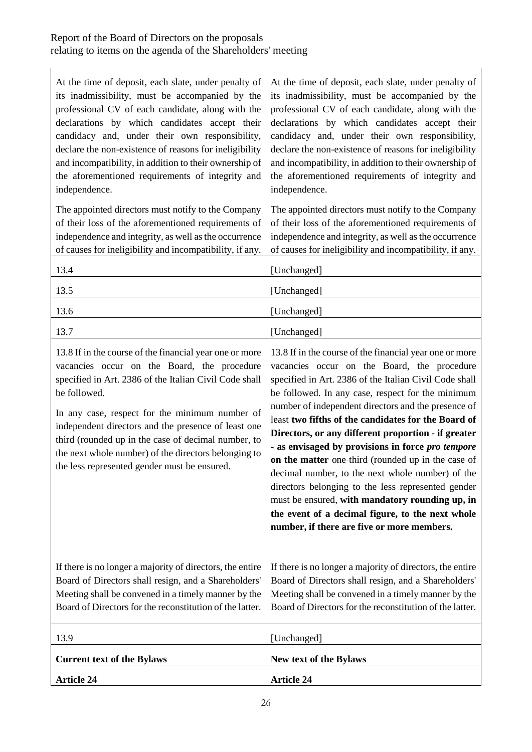| | |
|---|---|
| At the time of deposit, each slate, under penalty of its inadmissibility, must be accompanied by the professional CV of each candidate, along with the declarations by which candidates accept their candidacy and, under their own responsibility, declare the non-existence of reasons for ineligibility and incompatibility, in addition to their ownership of the aforementioned requirements of integrity and independence.<br><br>The appointed directors must notify to the Company of their loss of the aforementioned requirements of independence and integrity, as well as the occurrence of causes for ineligibility and incompatibility, if any. | At the time of deposit, each slate, under penalty of its inadmissibility, must be accompanied by the professional CV of each candidate, along with the declarations by which candidates accept their candidacy and, under their own responsibility, declare the non-existence of reasons for ineligibility and incompatibility, in addition to their ownership of the aforementioned requirements of integrity and independence.<br><br>The appointed directors must notify to the Company of their loss of the aforementioned requirements of independence and integrity, as well as the occurrence of causes for ineligibility and incompatibility, if any. |
| 13.4 | [Unchanged] |
| 13.5 | [Unchanged] |
| 13.6 | [Unchanged] |
| 13.7 | [Unchanged] |
| 13.8 If in the course of the financial year one or more vacancies occur on the Board, the procedure specified in Art. 2386 of the Italian Civil Code shall be followed.<br><br>In any case, respect for the minimum number of independent directors and the presence of least one third (rounded up in the case of decimal number, to the next whole number) of the directors belonging to the less represented gender must be ensured.<br><br>If there is no longer a majority of directors, the entire Board of Directors shall resign, and a Shareholders' Meeting shall be convened in a timely manner by the Board of Directors for the reconstitution of the latter. | 13.8 If in the course of the financial year one or more vacancies occur on the Board, the procedure specified in Art. 2386 of the Italian Civil Code shall be followed. In any case, respect for the minimum number of independent directors and the presence of least **two fifths of the candidates for the Board of Directors, or any different proportion - if greater - as envisaged by provisions in force *pro tempore* on the matter** ~~one third (rounded up in the case of decimal number, to the next whole number)~~ of the directors belonging to the less represented gender must be ensured, **with mandatory rounding up, in the event of a decimal figure, to the next whole number, if there are five or more members.**<br><br>If there is no longer a majority of directors, the entire Board of Directors shall resign, and a Shareholders' Meeting shall be convened in a timely manner by the Board of Directors for the reconstitution of the latter. |
| 13.9 | [Unchanged] |
| **Current text of the Bylaws** | **New text of the Bylaws** |
| **Article 24** | **Article 24** |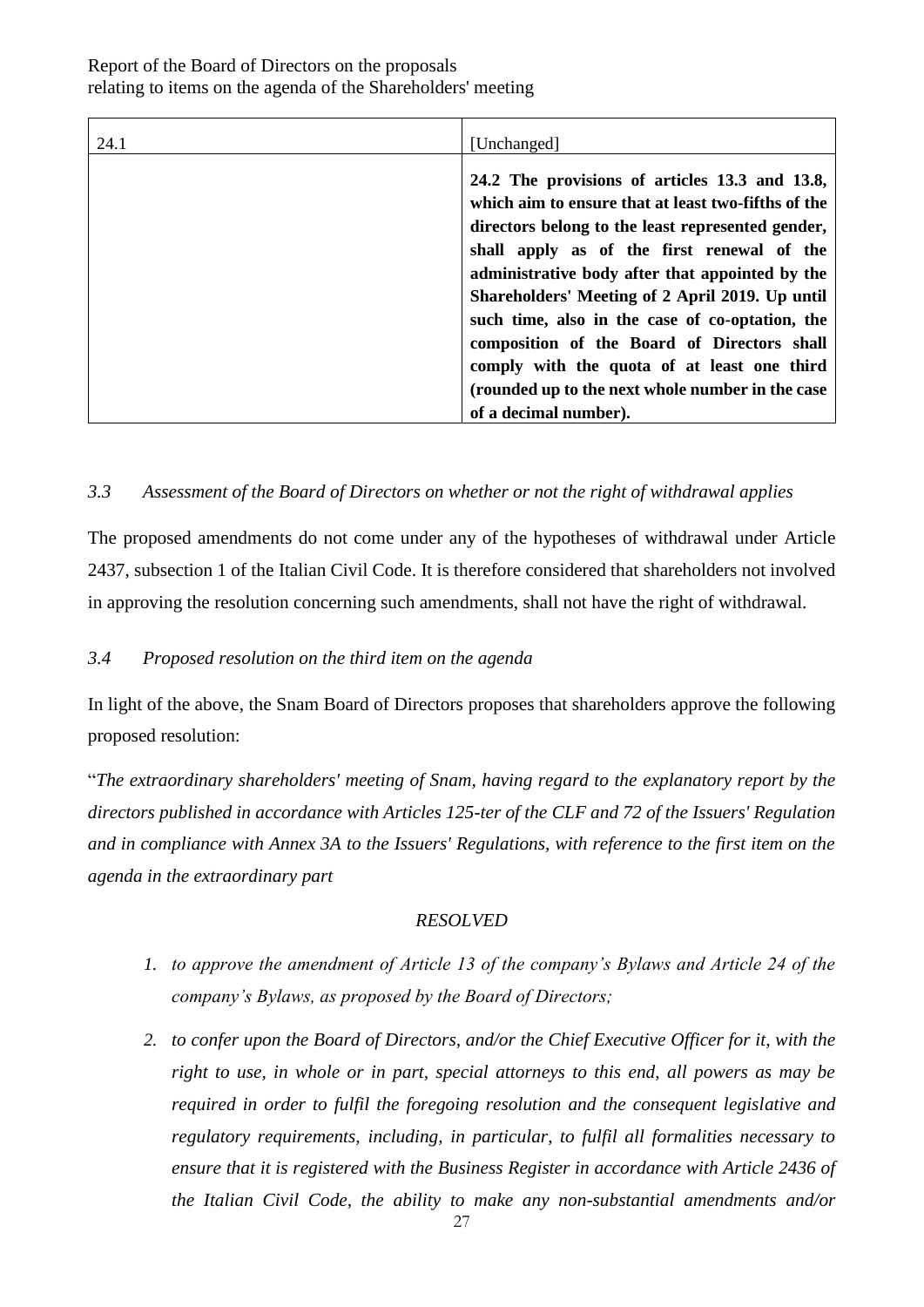| 24.1 | [Unchanged] |
| --- | --- |
| | **24.2 The provisions of articles 13.3 and 13.8, which aim to ensure that at least two-fifths of the directors belong to the least represented gender, shall apply as of the first renewal of the administrative body after that appointed by the Shareholders' Meeting of 2 April 2019. Up until such time, also in the case of co-optation, the composition of the Board of Directors shall comply with the quota of at least one third (rounded up to the next whole number in the case of a decimal number).** |

### *3.3 Assessment of the Board of Directors on whether or not the right of withdrawal applies*

The proposed amendments do not come under any of the hypotheses of withdrawal under Article 2437, subsection 1 of the Italian Civil Code. It is therefore considered that shareholders not involved in approving the resolution concerning such amendments, shall not have the right of withdrawal.

### *3.4 Proposed resolution on the third item on the agenda*

In light of the above, the Snam Board of Directors proposes that shareholders approve the following proposed resolution:

"*The extraordinary shareholders' meeting of Snam, having regard to the explanatory report by the directors published in accordance with Articles 125-ter of the CLF and 72 of the Issuers' Regulation and in compliance with Annex 3A to the Issuers' Regulations, with reference to the first item on the agenda in the extraordinary part*

*RESOLVED*

1. *to approve the amendment of Article 13 of the company's Bylaws and Article 24 of the company's Bylaws, as proposed by the Board of Directors;*
2. *to confer upon the Board of Directors, and/or the Chief Executive Officer for it, with the right to use, in whole or in part, special attorneys to this end, all powers as may be required in order to fulfil the foregoing resolution and the consequent legislative and regulatory requirements, including, in particular, to fulfil all formalities necessary to ensure that it is registered with the Business Register in accordance with Article 2436 of the Italian Civil Code, the ability to make any non-substantial amendments and/or*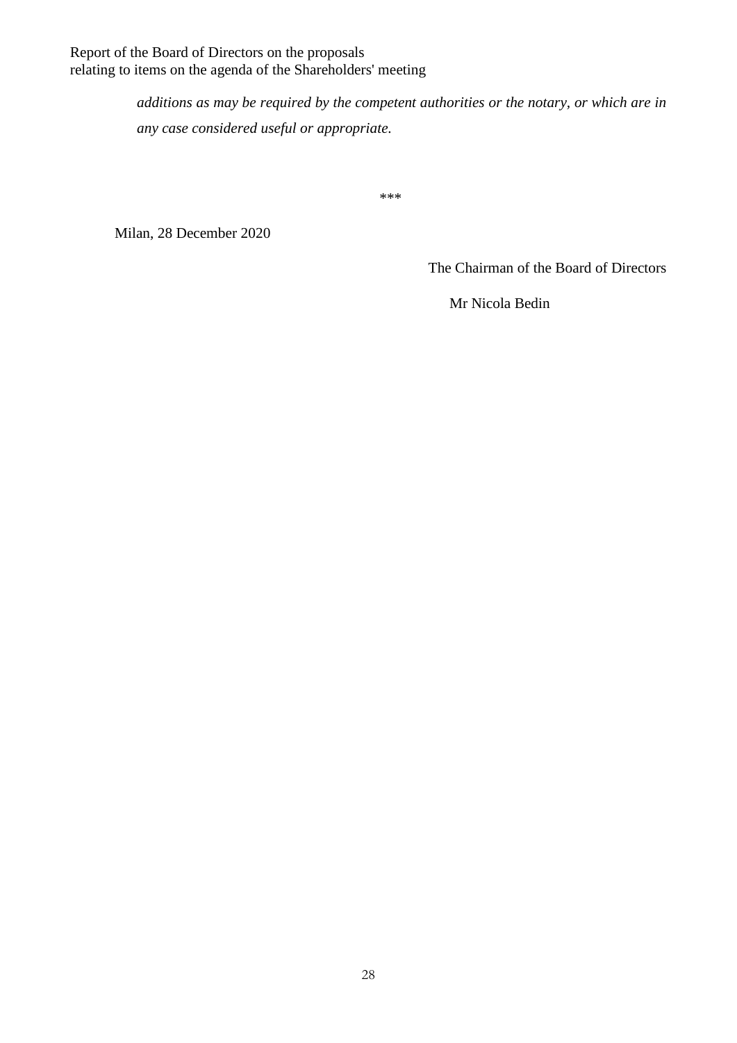*additions as may be required by the competent authorities or the notary, or which are in any case considered useful or appropriate.*

\*\*\*

Milan, 28 December 2020

The Chairman of the Board of Directors

Mr Nicola Bedin